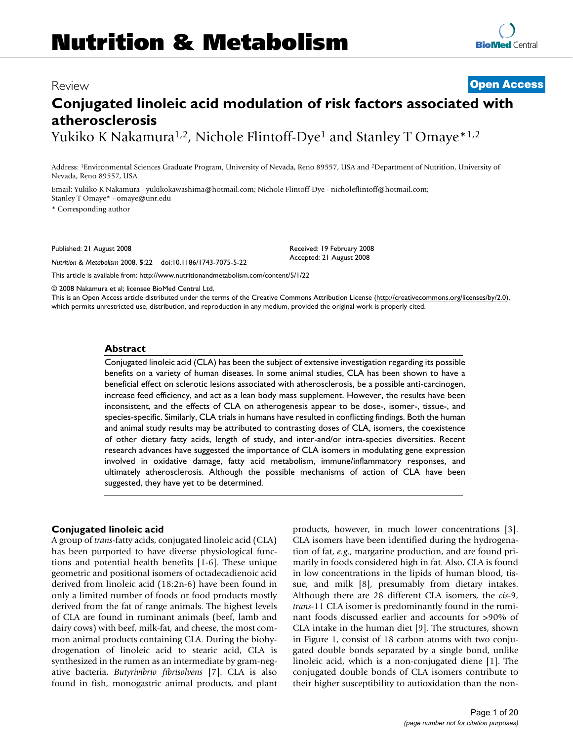# Nutrition & Metabolism

Review

**Open Access**

# Conjugated linoleic acid modulation of risk factors associated with atherosclerosis

Yukiko K Nakamura[1,2], Nichole Flintoff-Dye[1] and Stanley T Omaye*[1,2]

Address: [1]Environmental Sciences Graduate Program, University of Nevada, Reno 89557, USA and [2]Department of Nutrition, University of Nevada, Reno 89557, USA

Email: Yukiko K Nakamura - yukikokawashima@hotmail.com; Nichole Flintoff-Dye - nicholeflintoff@hotmail.com; Stanley T Omaye* - omaye@unr.edu

\* Corresponding author

Published: 21 August 2008

*Nutrition & Metabolism* 2008, **5**:22 doi:10.1186/1743-7075-5-22

Received: 19 February 2008
Accepted: 21 August 2008

This article is available from: http://www.nutritionandmetabolism.com/content/5/1/22

© 2008 Nakamura et al; licensee BioMed Central Ltd.
This is an Open Access article distributed under the terms of the Creative Commons Attribution License (http://creativecommons.org/licenses/by/2.0), which permits unrestricted use, distribution, and reproduction in any medium, provided the original work is properly cited.

## Abstract

Conjugated linoleic acid (CLA) has been the subject of extensive investigation regarding its possible benefits on a variety of human diseases. In some animal studies, CLA has been shown to have a beneficial effect on sclerotic lesions associated with atherosclerosis, be a possible anti-carcinogen, increase feed efficiency, and act as a lean body mass supplement. However, the results have been inconsistent, and the effects of CLA on atherogenesis appear to be dose-, isomer-, tissue-, and species-specific. Similarly, CLA trials in humans have resulted in conflicting findings. Both the human and animal study results may be attributed to contrasting doses of CLA, isomers, the coexistence of other dietary fatty acids, length of study, and inter-and/or intra-species diversities. Recent research advances have suggested the importance of CLA isomers in modulating gene expression involved in oxidative damage, fatty acid metabolism, immune/inflammatory responses, and ultimately atherosclerosis. Although the possible mechanisms of action of CLA have been suggested, they have yet to be determined.

## Conjugated linoleic acid

A group of *trans*-fatty acids, conjugated linoleic acid (CLA) has been purported to have diverse physiological functions and potential health benefits [1-6]. These unique geometric and positional isomers of octadecadienoic acid derived from linoleic acid (18:2n-6) have been found in only a limited number of foods or food products mostly derived from the fat of range animals. The highest levels of CLA are found in ruminant animals (beef, lamb and dairy cows) with beef, milk-fat, and cheese, the most common animal products containing CLA. During the biohydrogenation of linoleic acid to stearic acid, CLA is synthesized in the rumen as an intermediate by gram-negative bacteria, *Butyrivibrio fibrisolvens* [7]. CLA is also found in fish, monogastric animal products, and plant products, however, in much lower concentrations [3]. CLA isomers have been identified during the hydrogenation of fat, *e.g.*, margarine production, and are found primarily in foods considered high in fat. Also, CLA is found in low concentrations in the lipids of human blood, tissue, and milk [8], presumably from dietary intakes. Although there are 28 different CLA isomers, the *cis*-9, *trans*-11 CLA isomer is predominantly found in the ruminant foods discussed earlier and accounts for >90% of CLA intake in the human diet [9]. The structures, shown in Figure 1, consist of 18 carbon atoms with two conjugated double bonds separated by a single bond, unlike linoleic acid, which is a non-conjugated diene [1]. The conjugated double bonds of CLA isomers contribute to their higher susceptibility to autoxidation than the non-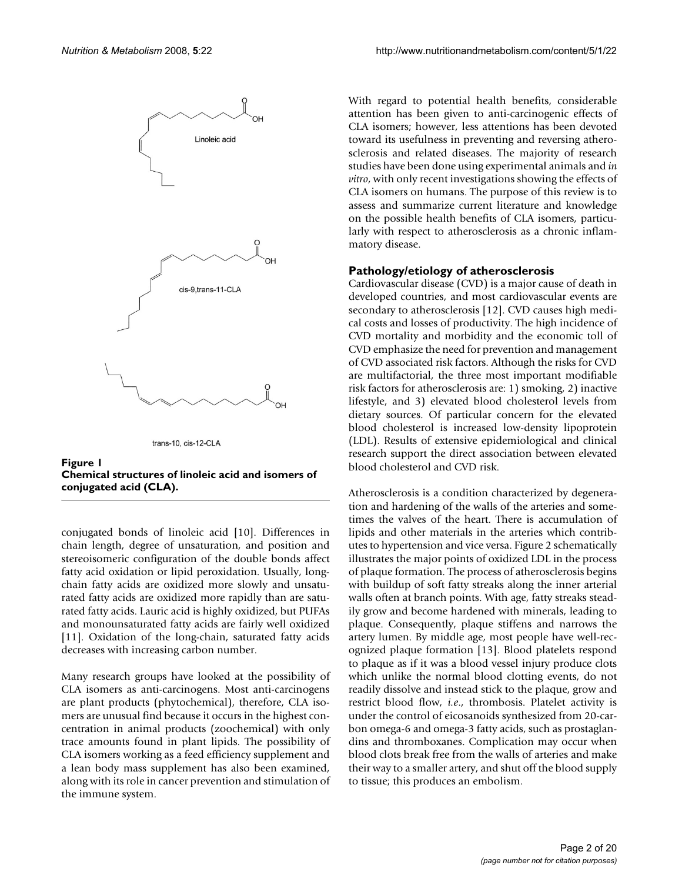**Figure 1**
**Chemical structures of linoleic acid and isomers of conjugated acid (CLA).**

conjugated bonds of linoleic acid [10]. Differences in chain length, degree of unsaturation, and position and stereoisomeric configuration of the double bonds affect fatty acid oxidation or lipid peroxidation. Usually, long-chain fatty acids are oxidized more slowly and unsaturated fatty acids are oxidized more rapidly than are saturated fatty acids. Lauric acid is highly oxidized, but PUFAs and monounsaturated fatty acids are fairly well oxidized [11]. Oxidation of the long-chain, saturated fatty acids decreases with increasing carbon number.

Many research groups have looked at the possibility of CLA isomers as anti-carcinogens. Most anti-carcinogens are plant products (phytochemical), therefore, CLA isomers are unusual find because it occurs in the highest concentration in animal products (zoochemical) with only trace amounts found in plant lipids. The possibility of CLA isomers working as a feed efficiency supplement and a lean body mass supplement has also been examined, along with its role in cancer prevention and stimulation of the immune system.

With regard to potential health benefits, considerable attention has been given to anti-carcinogenic effects of CLA isomers; however, less attentions has been devoted toward its usefulness in preventing and reversing atherosclerosis and related diseases. The majority of research studies have been done using experimental animals and *in vitro*, with only recent investigations showing the effects of CLA isomers on humans. The purpose of this review is to assess and summarize current literature and knowledge on the possible health benefits of CLA isomers, particularly with respect to atherosclerosis as a chronic inflammatory disease.

## Pathology/etiology of atherosclerosis

Cardiovascular disease (CVD) is a major cause of death in developed countries, and most cardiovascular events are secondary to atherosclerosis [12]. CVD causes high medical costs and losses of productivity. The high incidence of CVD mortality and morbidity and the economic toll of CVD emphasize the need for prevention and management of CVD associated risk factors. Although the risks for CVD are multifactorial, the three most important modifiable risk factors for atherosclerosis are: 1) smoking, 2) inactive lifestyle, and 3) elevated blood cholesterol levels from dietary sources. Of particular concern for the elevated blood cholesterol is increased low-density lipoprotein (LDL). Results of extensive epidemiological and clinical research support the direct association between elevated blood cholesterol and CVD risk.

Atherosclerosis is a condition characterized by degeneration and hardening of the walls of the arteries and sometimes the valves of the heart. There is accumulation of lipids and other materials in the arteries which contributes to hypertension and vice versa. Figure 2 schematically illustrates the major points of oxidized LDL in the process of plaque formation. The process of atherosclerosis begins with buildup of soft fatty streaks along the inner arterial walls often at branch points. With age, fatty streaks steadily grow and become hardened with minerals, leading to plaque. Consequently, plaque stiffens and narrows the artery lumen. By middle age, most people have well-recognized plaque formation [13]. Blood platelets respond to plaque as if it was a blood vessel injury produce clots which unlike the normal blood clotting events, do not readily dissolve and instead stick to the plaque, grow and restrict blood flow, *i.e.*, thrombosis. Platelet activity is under the control of eicosanoids synthesized from 20-carbon omega-6 and omega-3 fatty acids, such as prostaglandins and thromboxanes. Complication may occur when blood clots break free from the walls of arteries and make their way to a smaller artery, and shut off the blood supply to tissue; this produces an embolism.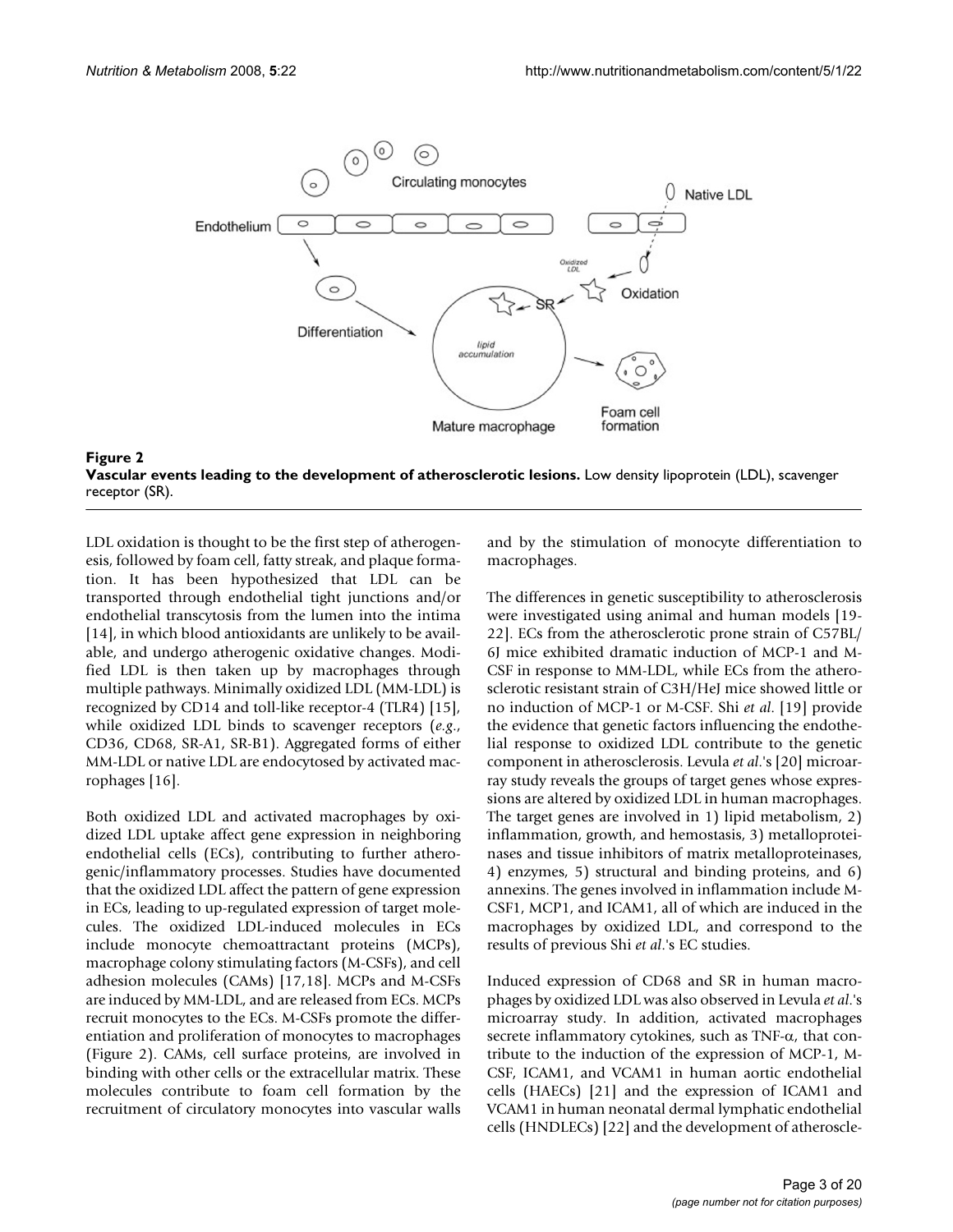**Figure 2**
**Vascular events leading to the development of atherosclerotic lesions.** Low density lipoprotein (LDL), scavenger receptor (SR).

LDL oxidation is thought to be the first step of atherogenesis, followed by foam cell, fatty streak, and plaque formation. It has been hypothesized that LDL can be transported through endothelial tight junctions and/or endothelial transcytosis from the lumen into the intima [14], in which blood antioxidants are unlikely to be available, and undergo atherogenic oxidative changes. Modified LDL is then taken up by macrophages through multiple pathways. Minimally oxidized LDL (MM-LDL) is recognized by CD14 and toll-like receptor-4 (TLR4) [15], while oxidized LDL binds to scavenger receptors (*e.g.*, CD36, CD68, SR-A1, SR-B1). Aggregated forms of either MM-LDL or native LDL are endocytosed by activated macrophages [16].

Both oxidized LDL and activated macrophages by oxidized LDL uptake affect gene expression in neighboring endothelial cells (ECs), contributing to further atherogenic/inflammatory processes. Studies have documented that the oxidized LDL affect the pattern of gene expression in ECs, leading to up-regulated expression of target molecules. The oxidized LDL-induced molecules in ECs include monocyte chemoattractant proteins (MCPs), macrophage colony stimulating factors (M-CSFs), and cell adhesion molecules (CAMs) [17,18]. MCPs and M-CSFs are induced by MM-LDL, and are released from ECs. MCPs recruit monocytes to the ECs. M-CSFs promote the differentiation and proliferation of monocytes to macrophages (Figure 2). CAMs, cell surface proteins, are involved in binding with other cells or the extracellular matrix. These molecules contribute to foam cell formation by the recruitment of circulatory monocytes into vascular walls and by the stimulation of monocyte differentiation to macrophages.

The differences in genetic susceptibility to atherosclerosis were investigated using animal and human models [19-22]. ECs from the atherosclerotic prone strain of C57BL/6J mice exhibited dramatic induction of MCP-1 and M-CSF in response to MM-LDL, while ECs from the atherosclerotic resistant strain of C3H/HeJ mice showed little or no induction of MCP-1 or M-CSF. Shi *et al*. [19] provide the evidence that genetic factors influencing the endothelial response to oxidized LDL contribute to the genetic component in atherosclerosis. Levula *et al*.'s [20] microarray study reveals the groups of target genes whose expressions are altered by oxidized LDL in human macrophages. The target genes are involved in 1) lipid metabolism, 2) inflammation, growth, and hemostasis, 3) metalloproteinases and tissue inhibitors of matrix metalloproteinases, 4) enzymes, 5) structural and binding proteins, and 6) annexins. The genes involved in inflammation include M-CSF1, MCP1, and ICAM1, all of which are induced in the macrophages by oxidized LDL, and correspond to the results of previous Shi *et al*.'s EC studies.

Induced expression of CD68 and SR in human macrophages by oxidized LDL was also observed in Levula *et al*.'s microarray study. In addition, activated macrophages secrete inflammatory cytokines, such as TNF-$\alpha$, that contribute to the induction of the expression of MCP-1, M-CSF, ICAM1, and VCAM1 in human aortic endothelial cells (HAECs) [21] and the expression of ICAM1 and VCAM1 in human neonatal dermal lymphatic endothelial cells (HNDLECs) [22] and the development of atheroscle-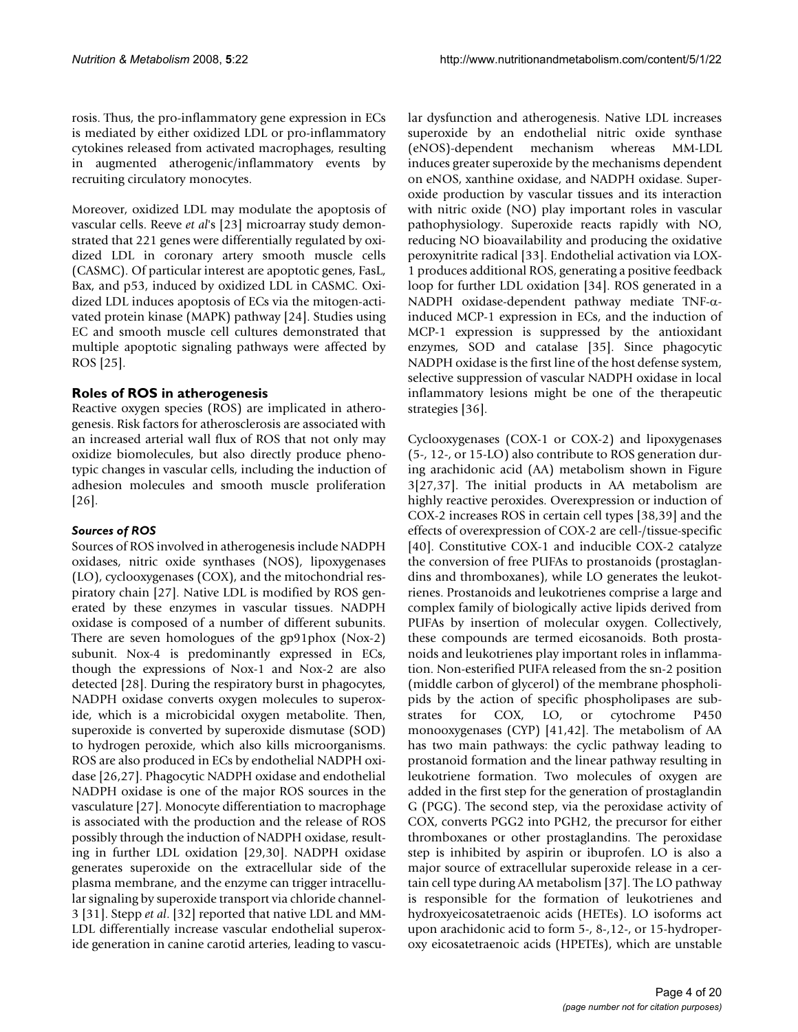rosis. Thus, the pro-inflammatory gene expression in ECs is mediated by either oxidized LDL or pro-inflammatory cytokines released from activated macrophages, resulting in augmented atherogenic/inflammatory events by recruiting circulatory monocytes.

Moreover, oxidized LDL may modulate the apoptosis of vascular cells. Reeve *et al*'s [23] microarray study demonstrated that 221 genes were differentially regulated by oxidized LDL in coronary artery smooth muscle cells (CASMC). Of particular interest are apoptotic genes, FasL, Bax, and p53, induced by oxidized LDL in CASMC. Oxidized LDL induces apoptosis of ECs via the mitogen-activated protein kinase (MAPK) pathway [24]. Studies using EC and smooth muscle cell cultures demonstrated that multiple apoptotic signaling pathways were affected by ROS [25].

## Roles of ROS in atherogenesis

Reactive oxygen species (ROS) are implicated in atherogenesis. Risk factors for atherosclerosis are associated with an increased arterial wall flux of ROS that not only may oxidize biomolecules, but also directly produce phenotypic changes in vascular cells, including the induction of adhesion molecules and smooth muscle proliferation [26].

### *Sources of ROS*

Sources of ROS involved in atherogenesis include NADPH oxidases, nitric oxide synthases (NOS), lipoxygenases (LO), cyclooxygenases (COX), and the mitochondrial respiratory chain [27]. Native LDL is modified by ROS generated by these enzymes in vascular tissues. NADPH oxidase is composed of a number of different subunits. There are seven homologues of the gp91phox (Nox-2) subunit. Nox-4 is predominantly expressed in ECs, though the expressions of Nox-1 and Nox-2 are also detected [28]. During the respiratory burst in phagocytes, NADPH oxidase converts oxygen molecules to superoxide, which is a microbicidal oxygen metabolite. Then, superoxide is converted by superoxide dismutase (SOD) to hydrogen peroxide, which also kills microorganisms. ROS are also produced in ECs by endothelial NADPH oxidase [26,27]. Phagocytic NADPH oxidase and endothelial NADPH oxidase is one of the major ROS sources in the vasculature [27]. Monocyte differentiation to macrophage is associated with the production and the release of ROS possibly through the induction of NADPH oxidase, resulting in further LDL oxidation [29,30]. NADPH oxidase generates superoxide on the extracellular side of the plasma membrane, and the enzyme can trigger intracellular signaling by superoxide transport via chloride channel-3 [31]. Stepp *et al*. [32] reported that native LDL and MM-LDL differentially increase vascular endothelial superoxide generation in canine carotid arteries, leading to vascular dysfunction and atherogenesis. Native LDL increases superoxide by an endothelial nitric oxide synthase (eNOS)-dependent mechanism whereas MM-LDL induces greater superoxide by the mechanisms dependent on eNOS, xanthine oxidase, and NADPH oxidase. Superoxide production by vascular tissues and its interaction with nitric oxide (NO) play important roles in vascular pathophysiology. Superoxide reacts rapidly with NO, reducing NO bioavailability and producing the oxidative peroxynitrite radical [33]. Endothelial activation via LOX-1 produces additional ROS, generating a positive feedback loop for further LDL oxidation [34]. ROS generated in a NADPH oxidase-dependent pathway mediate TNF-$\alpha$-induced MCP-1 expression in ECs, and the induction of MCP-1 expression is suppressed by the antioxidant enzymes, SOD and catalase [35]. Since phagocytic NADPH oxidase is the first line of the host defense system, selective suppression of vascular NADPH oxidase in local inflammatory lesions might be one of the therapeutic strategies [36].

Cyclooxygenases (COX-1 or COX-2) and lipoxygenases (5-, 12-, or 15-LO) also contribute to ROS generation during arachidonic acid (AA) metabolism shown in Figure 3[27,37]. The initial products in AA metabolism are highly reactive peroxides. Overexpression or induction of COX-2 increases ROS in certain cell types [38,39] and the effects of overexpression of COX-2 are cell-/tissue-specific [40]. Constitutive COX-1 and inducible COX-2 catalyze the conversion of free PUFAs to prostanoids (prostaglandins and thromboxanes), while LO generates the leukotrienes. Prostanoids and leukotrienes comprise a large and complex family of biologically active lipids derived from PUFAs by insertion of molecular oxygen. Collectively, these compounds are termed eicosanoids. Both prostanoids and leukotrienes play important roles in inflammation. Non-esterified PUFA released from the sn-2 position (middle carbon of glycerol) of the membrane phospholipids by the action of specific phospholipases are substrates for COX, LO, or cytochrome P450 monooxygenases (CYP) [41,42]. The metabolism of AA has two main pathways: the cyclic pathway leading to prostanoid formation and the linear pathway resulting in leukotriene formation. Two molecules of oxygen are added in the first step for the generation of prostaglandin G (PGG). The second step, via the peroxidase activity of COX, converts PGG2 into PGH2, the precursor for either thromboxanes or other prostaglandins. The peroxidase step is inhibited by aspirin or ibuprofen. LO is also a major source of extracellular superoxide release in a certain cell type during AA metabolism [37]. The LO pathway is responsible for the formation of leukotrienes and hydroxyeicosatetraenoic acids (HETEs). LO isoforms act upon arachidonic acid to form 5-, 8-,12-, or 15-hydroperoxy eicosatetraenoic acids (HPETEs), which are unstable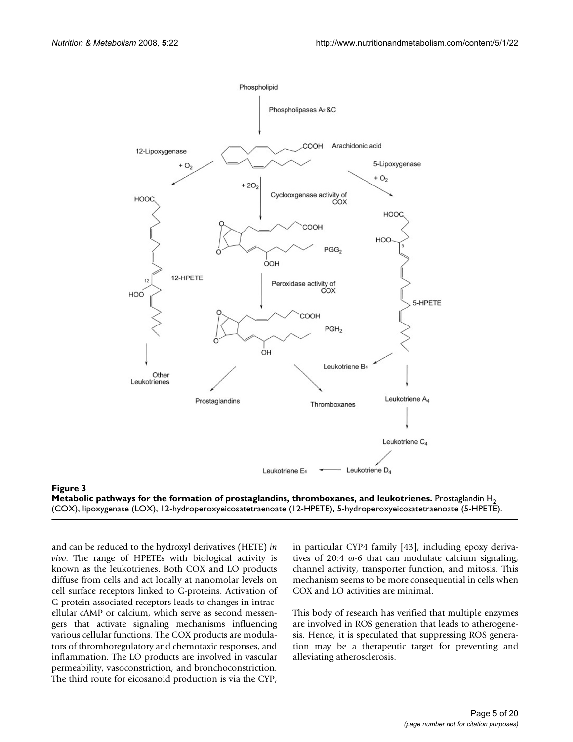**Figure 3**
**Metabolic pathways for the formation of prostaglandins, thromboxanes, and leukotrienes.** Prostaglandin $H_2$ (COX), lipoxygenase (LOX), 12-hydroperoxyeicosatetraenoate (12-HPETE), 5-hydroperoxyeicosatetraenoate (5-HPETE).

and can be reduced to the hydroxyl derivatives (HETE) *in vivo*. The range of HPETEs with biological activity is known as the leukotrienes. Both COX and LO products diffuse from cells and act locally at nanomolar levels on cell surface receptors linked to G-proteins. Activation of G-protein-associated receptors leads to changes in intracellular cAMP or calcium, which serve as second messengers that activate signaling mechanisms influencing various cellular functions. The COX products are modulators of thromboregulatory and chemotaxic responses, and inflammation. The LO products are involved in vascular permeability, vasoconstriction, and bronchoconstriction. The third route for eicosanoid production is via the CYP, in particular CYP4 family [43], including epoxy derivatives of 20:4 ω-6 that can modulate calcium signaling, channel activity, transporter function, and mitosis. This mechanism seems to be more consequential in cells when COX and LO activities are minimal.

This body of research has verified that multiple enzymes are involved in ROS generation that leads to atherogenesis. Hence, it is speculated that suppressing ROS generation may be a therapeutic target for preventing and alleviating atherosclerosis.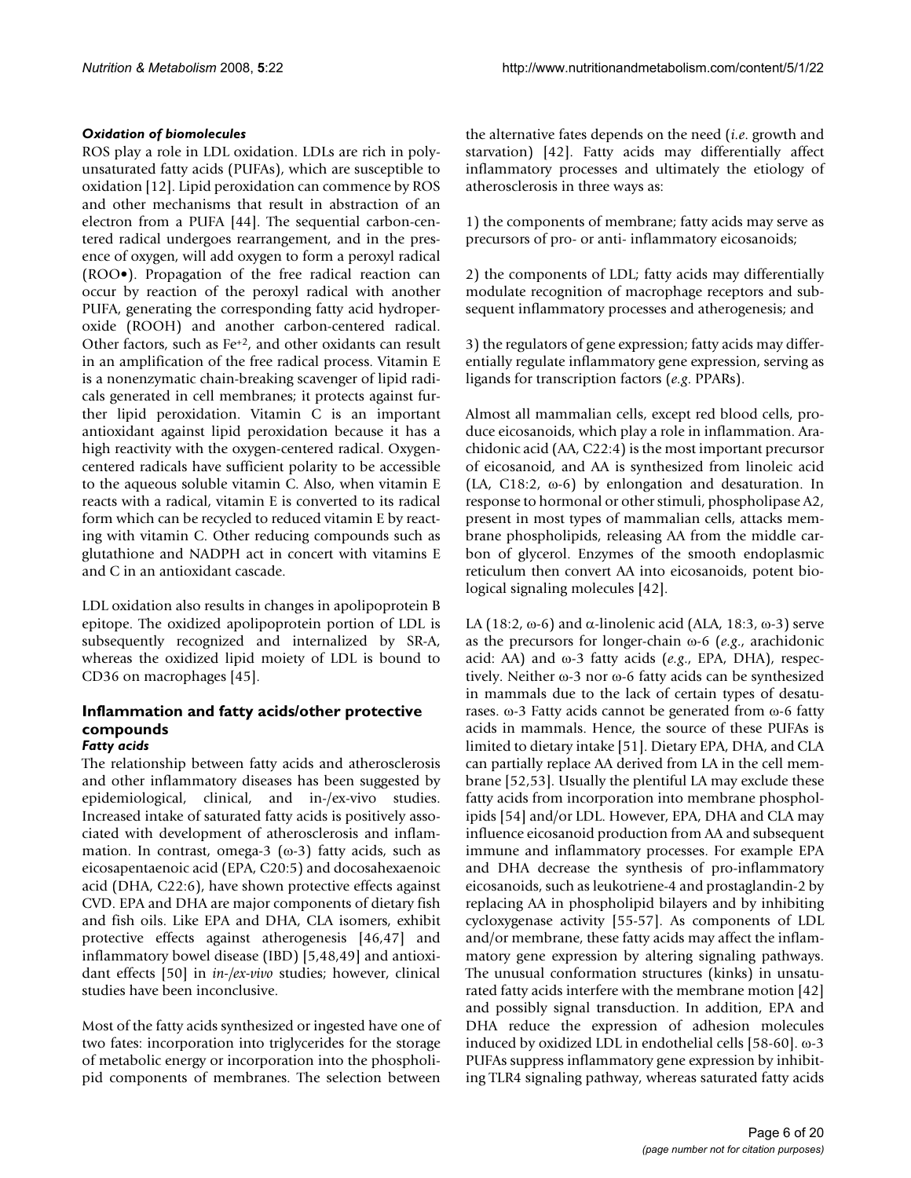*Oxidation of biomolecules*

ROS play a role in LDL oxidation. LDLs are rich in polyunsaturated fatty acids (PUFAs), which are susceptible to oxidation [12]. Lipid peroxidation can commence by ROS and other mechanisms that result in abstraction of an electron from a PUFA [44]. The sequential carbon-centered radical undergoes rearrangement, and in the presence of oxygen, will add oxygen to form a peroxyl radical (ROO•). Propagation of the free radical reaction can occur by reaction of the peroxyl radical with another PUFA, generating the corresponding fatty acid hydroperoxide (ROOH) and another carbon-centered radical. Other factors, such as $Fe^{+2}$, and other oxidants can result in an amplification of the free radical process. Vitamin E is a nonenzymatic chain-breaking scavenger of lipid radicals generated in cell membranes; it protects against further lipid peroxidation. Vitamin C is an important antioxidant against lipid peroxidation because it has a high reactivity with the oxygen-centered radical. Oxygen-centered radicals have sufficient polarity to be accessible to the aqueous soluble vitamin C. Also, when vitamin E reacts with a radical, vitamin E is converted to its radical form which can be recycled to reduced vitamin E by reacting with vitamin C. Other reducing compounds such as glutathione and NADPH act in concert with vitamins E and C in an antioxidant cascade.

LDL oxidation also results in changes in apolipoprotein B epitope. The oxidized apolipoprotein portion of LDL is subsequently recognized and internalized by SR-A, whereas the oxidized lipid moiety of LDL is bound to CD36 on macrophages [45].

## Inflammation and fatty acids/other protective compounds

*Fatty acids*

The relationship between fatty acids and atherosclerosis and other inflammatory diseases has been suggested by epidemiological, clinical, and in-/ex-vivo studies. Increased intake of saturated fatty acids is positively associated with development of atherosclerosis and inflammation. In contrast, omega-3 (ω-3) fatty acids, such as eicosapentaenoic acid (EPA, C20:5) and docosahexaenoic acid (DHA, C22:6), have shown protective effects against CVD. EPA and DHA are major components of dietary fish and fish oils. Like EPA and DHA, CLA isomers, exhibit protective effects against atherogenesis [46,47] and inflammatory bowel disease (IBD) [5,48,49] and antioxidant effects [50] in *in-/ex-vivo* studies; however, clinical studies have been inconclusive.

Most of the fatty acids synthesized or ingested have one of two fates: incorporation into triglycerides for the storage of metabolic energy or incorporation into the phospholipid components of membranes. The selection between the alternative fates depends on the need (*i.e*. growth and starvation) [42]. Fatty acids may differentially affect inflammatory processes and ultimately the etiology of atherosclerosis in three ways as:

1) the components of membrane; fatty acids may serve as precursors of pro- or anti- inflammatory eicosanoids;

2) the components of LDL; fatty acids may differentially modulate recognition of macrophage receptors and subsequent inflammatory processes and atherogenesis; and

3) the regulators of gene expression; fatty acids may differentially regulate inflammatory gene expression, serving as ligands for transcription factors (*e.g*. PPARs).

Almost all mammalian cells, except red blood cells, produce eicosanoids, which play a role in inflammation. Arachidonic acid (AA, C22:4) is the most important precursor of eicosanoid, and AA is synthesized from linoleic acid (LA, C18:2, ω-6) by enlongation and desaturation. In response to hormonal or other stimuli, phospholipase A2, present in most types of mammalian cells, attacks membrane phospholipids, releasing AA from the middle carbon of glycerol. Enzymes of the smooth endoplasmic reticulum then convert AA into eicosanoids, potent biological signaling molecules [42].

LA (18:2, ω-6) and α-linolenic acid (ALA, 18:3, ω-3) serve as the precursors for longer-chain ω-6 (*e.g*., arachidonic acid: AA) and ω-3 fatty acids (*e.g*., EPA, DHA), respectively. Neither ω-3 nor ω-6 fatty acids can be synthesized in mammals due to the lack of certain types of desaturases. ω-3 Fatty acids cannot be generated from ω-6 fatty acids in mammals. Hence, the source of these PUFAs is limited to dietary intake [51]. Dietary EPA, DHA, and CLA can partially replace AA derived from LA in the cell membrane [52,53]. Usually the plentiful LA may exclude these fatty acids from incorporation into membrane phospholipids [54] and/or LDL. However, EPA, DHA and CLA may influence eicosanoid production from AA and subsequent immune and inflammatory processes. For example EPA and DHA decrease the synthesis of pro-inflammatory eicosanoids, such as leukotriene-4 and prostaglandin-2 by replacing AA in phospholipid bilayers and by inhibiting cycloxygenase activity [55-57]. As components of LDL and/or membrane, these fatty acids may affect the inflammatory gene expression by altering signaling pathways. The unusual conformation structures (kinks) in unsaturated fatty acids interfere with the membrane motion [42] and possibly signal transduction. In addition, EPA and DHA reduce the expression of adhesion molecules induced by oxidized LDL in endothelial cells [58-60]. ω-3 PUFAs suppress inflammatory gene expression by inhibiting TLR4 signaling pathway, whereas saturated fatty acids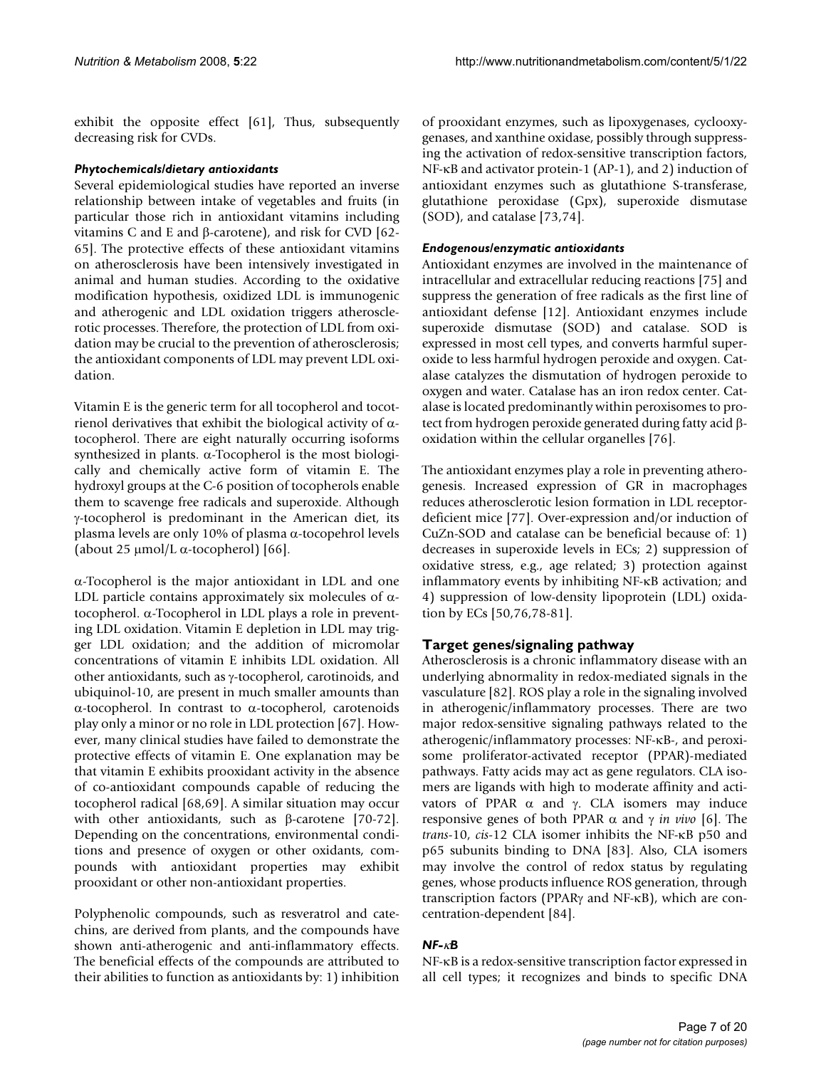exhibit the opposite effect [61], Thus, subsequently decreasing risk for CVDs.

#### *Phytochemicals/dietary antioxidants*

Several epidemiological studies have reported an inverse relationship between intake of vegetables and fruits (in particular those rich in antioxidant vitamins including vitamins C and E and β-carotene), and risk for CVD [62-65]. The protective effects of these antioxidant vitamins on atherosclerosis have been intensively investigated in animal and human studies. According to the oxidative modification hypothesis, oxidized LDL is immunogenic and atherogenic and LDL oxidation triggers atherosclerotic processes. Therefore, the protection of LDL from oxidation may be crucial to the prevention of atherosclerosis; the antioxidant components of LDL may prevent LDL oxidation.

Vitamin E is the generic term for all tocopherol and tocotrienol derivatives that exhibit the biological activity of α-tocopherol. There are eight naturally occurring isoforms synthesized in plants. α-Tocopherol is the most biologically and chemically active form of vitamin E. The hydroxyl groups at the C-6 position of tocopherols enable them to scavenge free radicals and superoxide. Although γ-tocopherol is predominant in the American diet, its plasma levels are only 10% of plasma α-tocopehrol levels (about 25 μmol/L α-tocopherol) [66].

α-Tocopherol is the major antioxidant in LDL and one LDL particle contains approximately six molecules of α-tocopherol. α-Tocopherol in LDL plays a role in preventing LDL oxidation. Vitamin E depletion in LDL may trigger LDL oxidation; and the addition of micromolar concentrations of vitamin E inhibits LDL oxidation. All other antioxidants, such as γ-tocopherol, carotinoids, and ubiquinol-10, are present in much smaller amounts than α-tocopherol. In contrast to α-tocopherol, carotenoids play only a minor or no role in LDL protection [67]. However, many clinical studies have failed to demonstrate the protective effects of vitamin E. One explanation may be that vitamin E exhibits prooxidant activity in the absence of co-antioxidant compounds capable of reducing the tocopherol radical [68,69]. A similar situation may occur with other antioxidants, such as β-carotene [70-72]. Depending on the concentrations, environmental conditions and presence of oxygen or other oxidants, compounds with antioxidant properties may exhibit prooxidant or other non-antioxidant properties.

Polyphenolic compounds, such as resveratrol and catechins, are derived from plants, and the compounds have shown anti-atherogenic and anti-inflammatory effects. The beneficial effects of the compounds are attributed to their abilities to function as antioxidants by: 1) inhibition of prooxidant enzymes, such as lipoxygenases, cyclooxygenases, and xanthine oxidase, possibly through suppressing the activation of redox-sensitive transcription factors, NF-κB and activator protein-1 (AP-1), and 2) induction of antioxidant enzymes such as glutathione S-transferase, glutathione peroxidase (Gpx), superoxide dismutase (SOD), and catalase [73,74].

#### *Endogenous/enzymatic antioxidants*

Antioxidant enzymes are involved in the maintenance of intracellular and extracellular reducing reactions [75] and suppress the generation of free radicals as the first line of antioxidant defense [12]. Antioxidant enzymes include superoxide dismutase (SOD) and catalase. SOD is expressed in most cell types, and converts harmful superoxide to less harmful hydrogen peroxide and oxygen. Catalase catalyzes the dismutation of hydrogen peroxide to oxygen and water. Catalase has an iron redox center. Catalase is located predominantly within peroxisomes to protect from hydrogen peroxide generated during fatty acid β-oxidation within the cellular organelles [76].

The antioxidant enzymes play a role in preventing atherogenesis. Increased expression of GR in macrophages reduces atherosclerotic lesion formation in LDL receptor-deficient mice [77]. Over-expression and/or induction of CuZn-SOD and catalase can be beneficial because of: 1) decreases in superoxide levels in ECs; 2) suppression of oxidative stress, e.g., age related; 3) protection against inflammatory events by inhibiting NF-κB activation; and 4) suppression of low-density lipoprotein (LDL) oxidation by ECs [50,76,78-81].

### Target genes/signaling pathway

Atherosclerosis is a chronic inflammatory disease with an underlying abnormality in redox-mediated signals in the vasculature [82]. ROS play a role in the signaling involved in atherogenic/inflammatory processes. There are two major redox-sensitive signaling pathways related to the atherogenic/inflammatory processes: NF-κB-, and peroxisome proliferator-activated receptor (PPAR)-mediated pathways. Fatty acids may act as gene regulators. CLA isomers are ligands with high to moderate affinity and activators of PPAR α and γ. CLA isomers may induce responsive genes of both PPAR α and γ *in vivo* [6]. The *trans*-10, *cis*-12 CLA isomer inhibits the NF-κB p50 and p65 subunits binding to DNA [83]. Also, CLA isomers may involve the control of redox status by regulating genes, whose products influence ROS generation, through transcription factors (PPARγ and NF-κB), which are concentration-dependent [84].

#### *NF-κB*

NF-κB is a redox-sensitive transcription factor expressed in all cell types; it recognizes and binds to specific DNA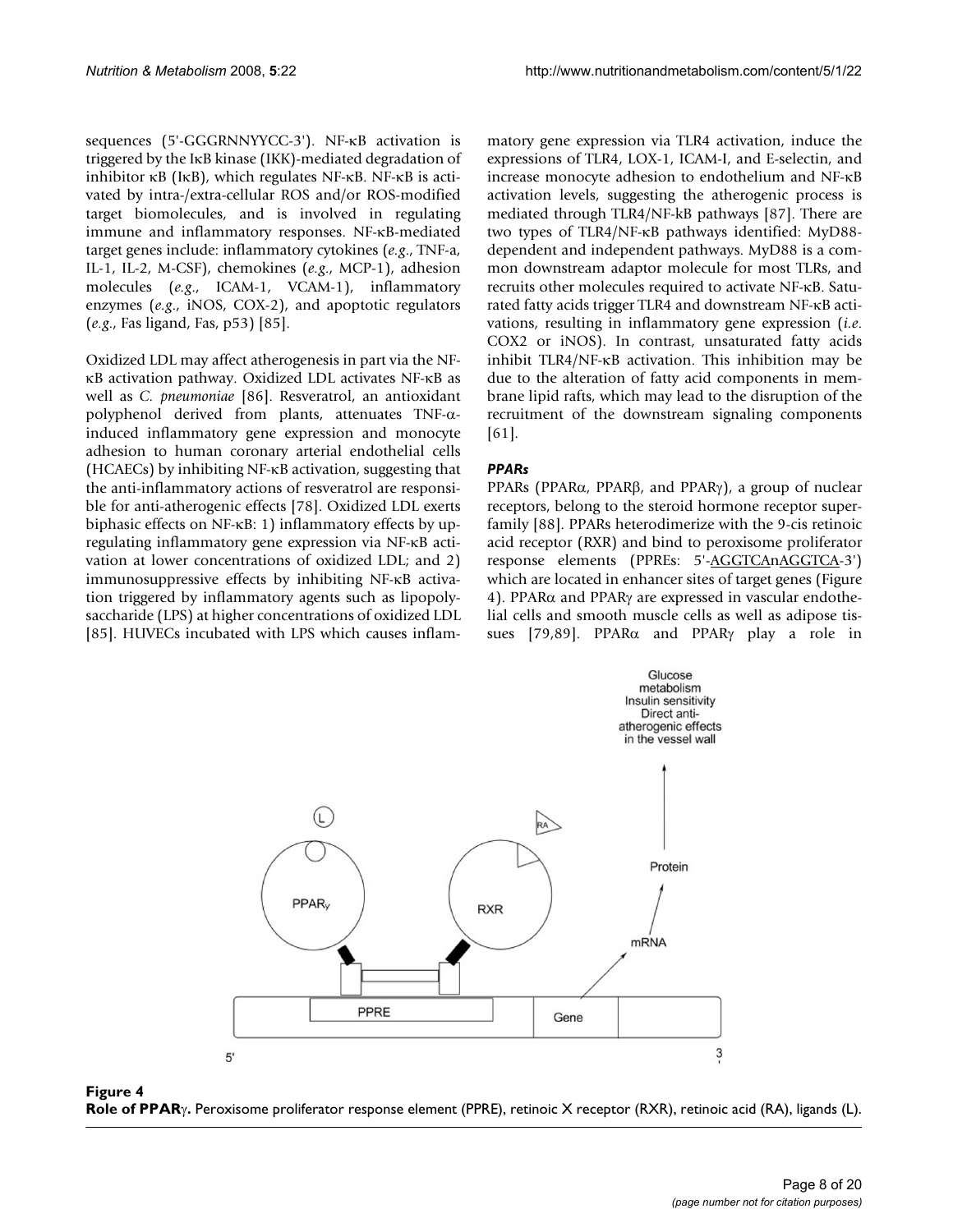sequences (5'-GGGRNNYYCC-3'). NF-κB activation is triggered by the IκB kinase (IKK)-mediated degradation of inhibitor κB (IκB), which regulates NF-κB. NF-κB is activated by intra-/extra-cellular ROS and/or ROS-modified target biomolecules, and is involved in regulating immune and inflammatory responses. NF-κB-mediated target genes include: inflammatory cytokines (*e.g*., TNF-a, IL-1, IL-2, M-CSF), chemokines (*e.g*., MCP-1), adhesion molecules (*e.g*., ICAM-1, VCAM-1), inflammatory enzymes (*e.g*., iNOS, COX-2), and apoptotic regulators (*e.g*., Fas ligand, Fas, p53) [85].

Oxidized LDL may affect atherogenesis in part via the NF-κB activation pathway. Oxidized LDL activates NF-κB as well as *C. pneumoniae* [86]. Resveratrol, an antioxidant polyphenol derived from plants, attenuates TNF-α-induced inflammatory gene expression and monocyte adhesion to human coronary arterial endothelial cells (HCAECs) by inhibiting NF-κB activation, suggesting that the anti-inflammatory actions of resveratrol are responsible for anti-atherogenic effects [78]. Oxidized LDL exerts biphasic effects on NF-κB: 1) inflammatory effects by up-regulating inflammatory gene expression via NF-κB activation at lower concentrations of oxidized LDL; and 2) immunosuppressive effects by inhibiting NF-κB activation triggered by inflammatory agents such as lipopolysaccharide (LPS) at higher concentrations of oxidized LDL [85]. HUVECs incubated with LPS which causes inflammatory gene expression via TLR4 activation, induce the expressions of TLR4, LOX-1, ICAM-I, and E-selectin, and increase monocyte adhesion to endothelium and NF-κB activation levels, suggesting the atherogenic process is mediated through TLR4/NF-kB pathways [87]. There are two types of TLR4/NF-κB pathways identified: MyD88-dependent and independent pathways. MyD88 is a common downstream adaptor molecule for most TLRs, and recruits other molecules required to activate NF-κB. Saturated fatty acids trigger TLR4 and downstream NF-κB activations, resulting in inflammatory gene expression (*i.e*. COX2 or iNOS). In contrast, unsaturated fatty acids inhibit TLR4/NF-κB activation. This inhibition may be due to the alteration of fatty acid components in membrane lipid rafts, which may lead to the disruption of the recruitment of the downstream signaling components [61].

#### *PPARs*

PPARs (PPARα, PPARβ, and PPARγ), a group of nuclear receptors, belong to the steroid hormone receptor superfamily [88]. PPARs heterodimerize with the 9-cis retinoic acid receptor (RXR) and bind to peroxisome proliferator response elements (PPREs: 5'-AGGTCAnAGGTCA-3') which are located in enhancer sites of target genes (Figure 4). PPARα and PPARγ are expressed in vascular endothelial cells and smooth muscle cells as well as adipose tissues [79,89]. PPARα and PPARγ play a role in

**Figure 4**
**Role of PPARγ.** Peroxisome proliferator response element (PPRE), retinoic X receptor (RXR), retinoic acid (RA), ligands (L).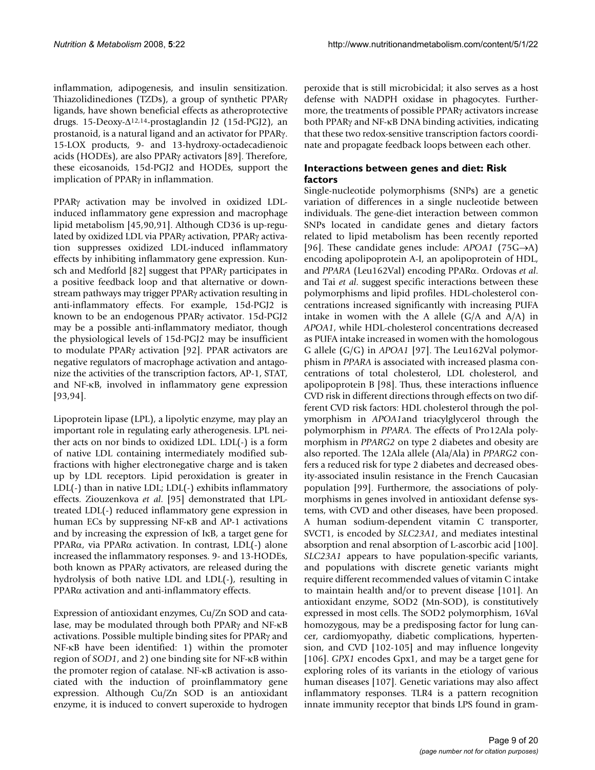inflammation, adipogenesis, and insulin sensitization. Thiazolidinediones (TZDs), a group of synthetic PPARγ ligands, have shown beneficial effects as atheroprotective drugs. 15-Deoxy-$\Delta^{12,14}$-prostaglandin J2 (15d-PGJ2), an prostanoid, is a natural ligand and an activator for PPARγ. 15-LOX products, 9- and 13-hydroxy-octadecadienoic acids (HODEs), are also PPARγ activators [89]. Therefore, these eicosanoids, 15d-PGJ2 and HODEs, support the implication of PPARγ in inflammation.

PPARγ activation may be involved in oxidized LDL-induced inflammatory gene expression and macrophage lipid metabolism [45,90,91]. Although CD36 is up-regulated by oxidized LDL via PPARγ activation, PPARγ activation suppresses oxidized LDL-induced inflammatory effects by inhibiting inflammatory gene expression. Kunsch and Medforld [82] suggest that PPARγ participates in a positive feedback loop and that alternative or downstream pathways may trigger PPARγ activation resulting in anti-inflammatory effects. For example, 15d-PGJ2 is known to be an endogenous PPARγ activator. 15d-PGJ2 may be a possible anti-inflammatory mediator, though the physiological levels of 15d-PGJ2 may be insufficient to modulate PPARγ activation [92]. PPAR activators are negative regulators of macrophage activation and antagonize the activities of the transcription factors, AP-1, STAT, and NF-κB, involved in inflammatory gene expression [93,94].

Lipoprotein lipase (LPL), a lipolytic enzyme, may play an important role in regulating early atherogenesis. LPL neither acts on nor binds to oxidized LDL. LDL(-) is a form of native LDL containing intermediately modified subfractions with higher electronegative charge and is taken up by LDL receptors. Lipid peroxidation is greater in LDL(-) than in native LDL; LDL(-) exhibits inflammatory effects. Ziouzenkova *et al*. [95] demonstrated that LPL-treated LDL(-) reduced inflammatory gene expression in human ECs by suppressing NF-κB and AP-1 activations and by increasing the expression of IκB, a target gene for PPARα, via PPARα activation. In contrast, LDL(-) alone increased the inflammatory responses. 9- and 13-HODEs, both known as PPARγ activators, are released during the hydrolysis of both native LDL and LDL(-), resulting in PPARα activation and anti-inflammatory effects.

Expression of antioxidant enzymes, Cu/Zn SOD and catalase, may be modulated through both PPARγ and NF-κB activations. Possible multiple binding sites for PPARγ and NF-κB have been identified: 1) within the promoter region of *SOD1*, and 2) one binding site for NF-κB within the promoter region of catalase. NF-κB activation is associated with the induction of proinflammatory gene expression. Although Cu/Zn SOD is an antioxidant enzyme, it is induced to convert superoxide to hydrogen peroxide that is still microbicidal; it also serves as a host defense with NADPH oxidase in phagocytes. Furthermore, the treatments of possible PPARγ activators increase both PPARγ and NF-κB DNA binding activities, indicating that these two redox-sensitive transcription factors coordinate and propagate feedback loops between each other.

## Interactions between genes and diet: Risk factors

Single-nucleotide polymorphisms (SNPs) are a genetic variation of differences in a single nucleotide between individuals. The gene-diet interaction between common SNPs located in candidate genes and dietary factors related to lipid metabolism has been recently reported [96]. These candidate genes include: *APOA1* (75G→A) encoding apolipoprotein A-I, an apolipoprotein of HDL, and *PPARA* (Leu162Val) encoding PPARα. Ordovas *et al.* and Tai *et al.* suggest specific interactions between these polymorphisms and lipid profiles. HDL-cholesterol concentrations increased significantly with increasing PUFA intake in women with the A allele (G/A and A/A) in *APOA1*, while HDL-cholesterol concentrations decreased as PUFA intake increased in women with the homologous G allele (G/G) in *APOA1* [97]. The Leu162Val polymorphism in *PPARA* is associated with increased plasma concentrations of total cholesterol, LDL cholesterol, and apolipoprotein B [98]. Thus, these interactions influence CVD risk in different directions through effects on two different CVD risk factors: HDL cholesterol through the polymorphism in *APOA1*and triacylglycerol through the polymorphism in *PPARA*. The effects of Pro12Ala polymorphism in *PPARG2* on type 2 diabetes and obesity are also reported. The 12Ala allele (Ala/Ala) in *PPARG2* confers a reduced risk for type 2 diabetes and decreased obesity-associated insulin resistance in the French Caucasian population [99]. Furthermore, the associations of polymorphisms in genes involved in antioxidant defense systems, with CVD and other diseases, have been proposed. A human sodium-dependent vitamin C transporter, SVCT1, is encoded by *SLC23A1*, and mediates intestinal absorption and renal absorption of L-ascorbic acid [100]. *SLC23A1* appears to have population-specific variants, and populations with discrete genetic variants might require different recommended values of vitamin C intake to maintain health and/or to prevent disease [101]. An antioxidant enzyme, SOD2 (Mn-SOD), is constitutively expressed in most cells. The SOD2 polymorphism, 16Val homozygous, may be a predisposing factor for lung cancer, cardiomyopathy, diabetic complications, hypertension, and CVD [102-105] and may influence longevity [106]. *GPX1* encodes Gpx1, and may be a target gene for exploring roles of its variants in the etiology of various human diseases [107]. Genetic variations may also affect inflammatory responses. TLR4 is a pattern recognition innate immunity receptor that binds LPS found in gram-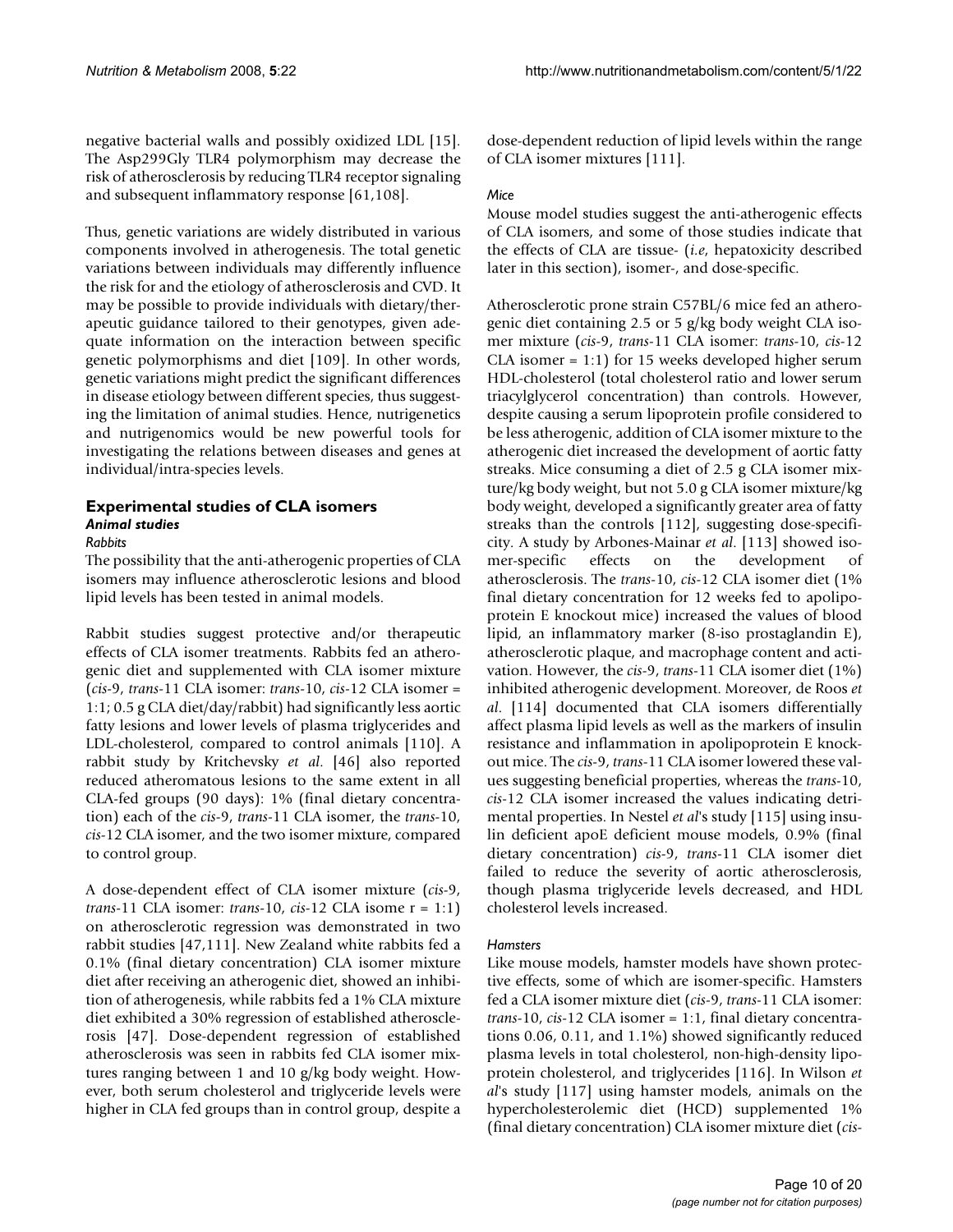negative bacterial walls and possibly oxidized LDL [15]. The Asp299Gly TLR4 polymorphism may decrease the risk of atherosclerosis by reducing TLR4 receptor signaling and subsequent inflammatory response [61,108].

Thus, genetic variations are widely distributed in various components involved in atherogenesis. The total genetic variations between individuals may differently influence the risk for and the etiology of atherosclerosis and CVD. It may be possible to provide individuals with dietary/therapeutic guidance tailored to their genotypes, given adequate information on the interaction between specific genetic polymorphisms and diet [109]. In other words, genetic variations might predict the significant differences in disease etiology between different species, thus suggesting the limitation of animal studies. Hence, nutrigenetics and nutrigenomics would be new powerful tools for investigating the relations between diseases and genes at individual/intra-species levels.

## Experimental studies of CLA isomers

### *Animal studies*

#### *Rabbits*

The possibility that the anti-atherogenic properties of CLA isomers may influence atherosclerotic lesions and blood lipid levels has been tested in animal models.

Rabbit studies suggest protective and/or therapeutic effects of CLA isomer treatments. Rabbits fed an atherogenic diet and supplemented with CLA isomer mixture (*cis*-9, *trans*-11 CLA isomer: *trans*-10, *cis*-12 CLA isomer = 1:1; 0.5 g CLA diet/day/rabbit) had significantly less aortic fatty lesions and lower levels of plasma triglycerides and LDL-cholesterol, compared to control animals [110]. A rabbit study by Kritchevsky *et al*. [46] also reported reduced atheromatous lesions to the same extent in all CLA-fed groups (90 days): 1% (final dietary concentration) each of the *cis*-9, *trans*-11 CLA isomer, the *trans*-10, *cis*-12 CLA isomer, and the two isomer mixture, compared to control group.

A dose-dependent effect of CLA isomer mixture (*cis*-9, *trans*-11 CLA isomer: *trans*-10, *cis*-12 CLA isome r = 1:1) on atherosclerotic regression was demonstrated in two rabbit studies [47,111]. New Zealand white rabbits fed a 0.1% (final dietary concentration) CLA isomer mixture diet after receiving an atherogenic diet, showed an inhibition of atherogenesis, while rabbits fed a 1% CLA mixture diet exhibited a 30% regression of established atherosclerosis [47]. Dose-dependent regression of established atherosclerosis was seen in rabbits fed CLA isomer mixtures ranging between 1 and 10 g/kg body weight. However, both serum cholesterol and triglyceride levels were higher in CLA fed groups than in control group, despite a dose-dependent reduction of lipid levels within the range of CLA isomer mixtures [111].

#### *Mice*

Mouse model studies suggest the anti-atherogenic effects of CLA isomers, and some of those studies indicate that the effects of CLA are tissue- (*i.e*, hepatoxicity described later in this section), isomer-, and dose-specific.

Atherosclerotic prone strain C57BL/6 mice fed an atherogenic diet containing 2.5 or 5 g/kg body weight CLA isomer mixture (*cis*-9, *trans*-11 CLA isomer: *trans*-10, *cis*-12 CLA isomer = 1:1) for 15 weeks developed higher serum HDL-cholesterol (total cholesterol ratio and lower serum triacylglycerol concentration) than controls. However, despite causing a serum lipoprotein profile considered to be less atherogenic, addition of CLA isomer mixture to the atherogenic diet increased the development of aortic fatty streaks. Mice consuming a diet of 2.5 g CLA isomer mixture/kg body weight, but not 5.0 g CLA isomer mixture/kg body weight, developed a significantly greater area of fatty streaks than the controls [112], suggesting dose-specificity. A study by Arbones-Mainar *et al*. [113] showed isomer-specific effects on the development of atherosclerosis. The *trans*-10, *cis*-12 CLA isomer diet (1% final dietary concentration for 12 weeks fed to apolipoprotein E knockout mice) increased the values of blood lipid, an inflammatory marker (8-iso prostaglandin E), atherosclerotic plaque, and macrophage content and activation. However, the *cis*-9, *trans*-11 CLA isomer diet (1%) inhibited atherogenic development. Moreover, de Roos *et al*. [114] documented that CLA isomers differentially affect plasma lipid levels as well as the markers of insulin resistance and inflammation in apolipoprotein E knockout mice. The *cis*-9, *trans*-11 CLA isomer lowered these values suggesting beneficial properties, whereas the *trans*-10, *cis*-12 CLA isomer increased the values indicating detrimental properties. In Nestel *et al*'s study [115] using insulin deficient apoE deficient mouse models, 0.9% (final dietary concentration) *cis*-9, *trans*-11 CLA isomer diet failed to reduce the severity of aortic atherosclerosis, though plasma triglyceride levels decreased, and HDL cholesterol levels increased.

#### *Hamsters*

Like mouse models, hamster models have shown protective effects, some of which are isomer-specific. Hamsters fed a CLA isomer mixture diet (*cis*-9, *trans*-11 CLA isomer: *trans*-10, *cis*-12 CLA isomer = 1:1, final dietary concentrations 0.06, 0.11, and 1.1%) showed significantly reduced plasma levels in total cholesterol, non-high-density lipoprotein cholesterol, and triglycerides [116]. In Wilson *et al*'s study [117] using hamster models, animals on the hypercholesterolemic diet (HCD) supplemented 1% (final dietary concentration) CLA isomer mixture diet (*cis*-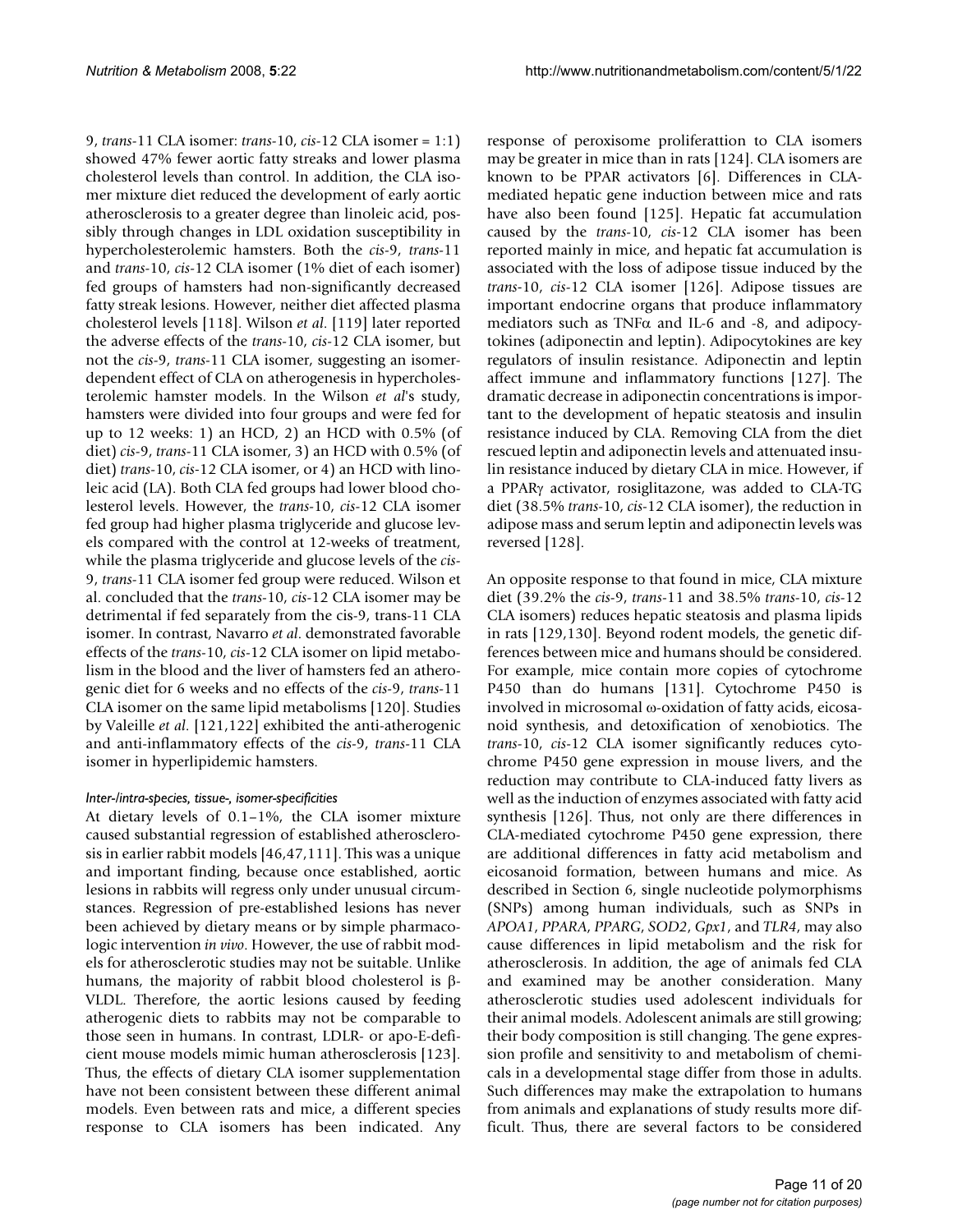9, *trans*-11 CLA isomer: *trans*-10, *cis*-12 CLA isomer = 1:1) showed 47% fewer aortic fatty streaks and lower plasma cholesterol levels than control. In addition, the CLA isomer mixture diet reduced the development of early aortic atherosclerosis to a greater degree than linoleic acid, possibly through changes in LDL oxidation susceptibility in hypercholesterolemic hamsters. Both the *cis*-9, *trans*-11 and *trans*-10, *cis*-12 CLA isomer (1% diet of each isomer) fed groups of hamsters had non-significantly decreased fatty streak lesions. However, neither diet affected plasma cholesterol levels [118]. Wilson *et al*. [119] later reported the adverse effects of the *trans*-10, *cis*-12 CLA isomer, but not the *cis*-9, *trans*-11 CLA isomer, suggesting an isomer-dependent effect of CLA on atherogenesis in hypercholesterolemic hamster models. In the Wilson *et al*'s study, hamsters were divided into four groups and were fed for up to 12 weeks: 1) an HCD, 2) an HCD with 0.5% (of diet) *cis*-9, *trans*-11 CLA isomer, 3) an HCD with 0.5% (of diet) *trans*-10, *cis*-12 CLA isomer, or 4) an HCD with linoleic acid (LA). Both CLA fed groups had lower blood cholesterol levels. However, the *trans*-10, *cis*-12 CLA isomer fed group had higher plasma triglyceride and glucose levels compared with the control at 12-weeks of treatment, while the plasma triglyceride and glucose levels of the *cis*-9, *trans*-11 CLA isomer fed group were reduced. Wilson et al. concluded that the *trans*-10, *cis*-12 CLA isomer may be detrimental if fed separately from the cis-9, trans-11 CLA isomer. In contrast, Navarro *et al*. demonstrated favorable effects of the *trans*-10, *cis*-12 CLA isomer on lipid metabolism in the blood and the liver of hamsters fed an atherogenic diet for 6 weeks and no effects of the *cis*-9, *trans*-11 CLA isomer on the same lipid metabolisms [120]. Studies by Valeille *et al*. [121,122] exhibited the anti-atherogenic and anti-inflammatory effects of the *cis*-9, *trans*-11 CLA isomer in hyperlipidemic hamsters.

#### *Inter-/intra-species, tissue-, isomer-specificities*

At dietary levels of 0.1–1%, the CLA isomer mixture caused substantial regression of established atherosclerosis in earlier rabbit models [46,47,111]. This was a unique and important finding, because once established, aortic lesions in rabbits will regress only under unusual circumstances. Regression of pre-established lesions has never been achieved by dietary means or by simple pharmacologic intervention *in vivo*. However, the use of rabbit models for atherosclerotic studies may not be suitable. Unlike humans, the majority of rabbit blood cholesterol is β-VLDL. Therefore, the aortic lesions caused by feeding atherogenic diets to rabbits may not be comparable to those seen in humans. In contrast, LDLR- or apo-E-deficient mouse models mimic human atherosclerosis [123]. Thus, the effects of dietary CLA isomer supplementation have not been consistent between these different animal models. Even between rats and mice, a different species response to CLA isomers has been indicated. Any response of peroxisome proliferattion to CLA isomers may be greater in mice than in rats [124]. CLA isomers are known to be PPAR activators [6]. Differences in CLA-mediated hepatic gene induction between mice and rats have also been found [125]. Hepatic fat accumulation caused by the *trans*-10, *cis*-12 CLA isomer has been reported mainly in mice, and hepatic fat accumulation is associated with the loss of adipose tissue induced by the *trans*-10, *cis*-12 CLA isomer [126]. Adipose tissues are important endocrine organs that produce inflammatory mediators such as TNFα and IL-6 and -8, and adipocytokines (adiponectin and leptin). Adipocytokines are key regulators of insulin resistance. Adiponectin and leptin affect immune and inflammatory functions [127]. The dramatic decrease in adiponectin concentrations is important to the development of hepatic steatosis and insulin resistance induced by CLA. Removing CLA from the diet rescued leptin and adiponectin levels and attenuated insulin resistance induced by dietary CLA in mice. However, if a PPARγ activator, rosiglitazone, was added to CLA-TG diet (38.5% *trans*-10, *cis*-12 CLA isomer), the reduction in adipose mass and serum leptin and adiponectin levels was reversed [128].

An opposite response to that found in mice, CLA mixture diet (39.2% the *cis*-9, *trans*-11 and 38.5% *trans*-10, *cis*-12 CLA isomers) reduces hepatic steatosis and plasma lipids in rats [129,130]. Beyond rodent models, the genetic differences between mice and humans should be considered. For example, mice contain more copies of cytochrome P450 than do humans [131]. Cytochrome P450 is involved in microsomal ω-oxidation of fatty acids, eicosanoid synthesis, and detoxification of xenobiotics. The *trans*-10, *cis*-12 CLA isomer significantly reduces cytochrome P450 gene expression in mouse livers, and the reduction may contribute to CLA-induced fatty livers as well as the induction of enzymes associated with fatty acid synthesis [126]. Thus, not only are there differences in CLA-mediated cytochrome P450 gene expression, there are additional differences in fatty acid metabolism and eicosanoid formation, between humans and mice. As described in Section 6, single nucleotide polymorphisms (SNPs) among human individuals, such as SNPs in *APOA1*, *PPARA*, *PPARG*, *SOD2*, *Gpx1*, and *TLR4*, may also cause differences in lipid metabolism and the risk for atherosclerosis. In addition, the age of animals fed CLA and examined may be another consideration. Many atherosclerotic studies used adolescent individuals for their animal models. Adolescent animals are still growing; their body composition is still changing. The gene expression profile and sensitivity to and metabolism of chemicals in a developmental stage differ from those in adults. Such differences may make the extrapolation to humans from animals and explanations of study results more difficult. Thus, there are several factors to be considered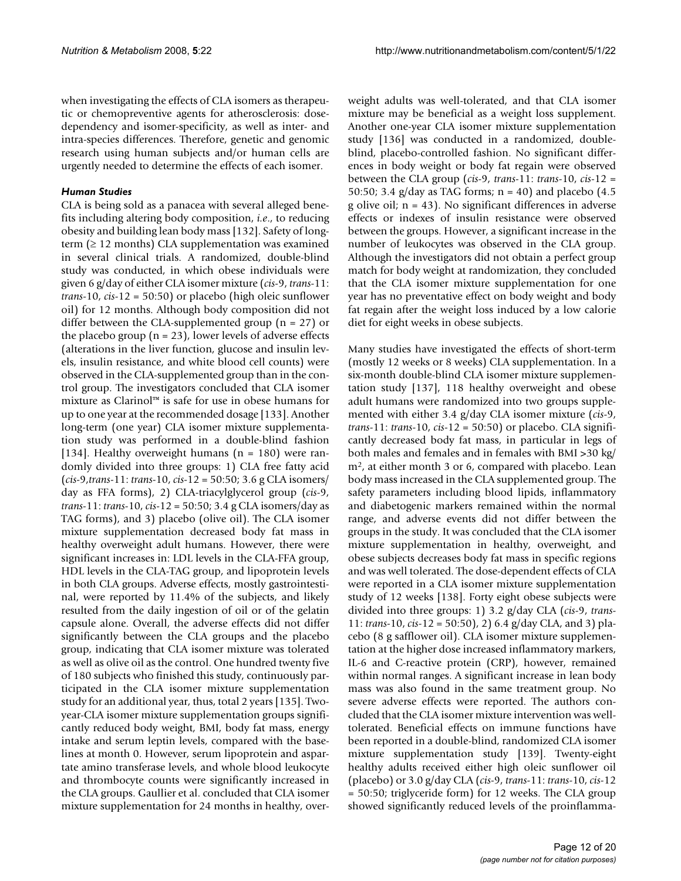when investigating the effects of CLA isomers as therapeutic or chemopreventive agents for atherosclerosis: dose-dependency and isomer-specificity, as well as inter- and intra-species differences. Therefore, genetic and genomic research using human subjects and/or human cells are urgently needed to determine the effects of each isomer.

### *Human Studies*

CLA is being sold as a panacea with several alleged benefits including altering body composition, *i.e*., to reducing obesity and building lean body mass [132]. Safety of long-term (≥ 12 months) CLA supplementation was examined in several clinical trials. A randomized, double-blind study was conducted, in which obese individuals were given 6 g/day of either CLA isomer mixture (*cis*-9, *trans*-11: *trans*-10, *cis*-12 = 50:50) or placebo (high oleic sunflower oil) for 12 months. Although body composition did not differ between the CLA-supplemented group (n = 27) or the placebo group (n = 23), lower levels of adverse effects (alterations in the liver function, glucose and insulin levels, insulin resistance, and white blood cell counts) were observed in the CLA-supplemented group than in the control group. The investigators concluded that CLA isomer mixture as Clarinol™ is safe for use in obese humans for up to one year at the recommended dosage [133]. Another long-term (one year) CLA isomer mixture supplementation study was performed in a double-blind fashion [134]. Healthy overweight humans (n = 180) were randomly divided into three groups: 1) CLA free fatty acid (*cis*-9,*trans*-11: *trans*-10, *cis*-12 = 50:50; 3.6 g CLA isomers/day as FFA forms), 2) CLA-triacylglycerol group (*cis*-9, *trans*-11: *trans*-10, *cis*-12 = 50:50; 3.4 g CLA isomers/day as TAG forms), and 3) placebo (olive oil). The CLA isomer mixture supplementation decreased body fat mass in healthy overweight adult humans. However, there were significant increases in: LDL levels in the CLA-FFA group, HDL levels in the CLA-TAG group, and lipoprotein levels in both CLA groups. Adverse effects, mostly gastrointestinal, were reported by 11.4% of the subjects, and likely resulted from the daily ingestion of oil or of the gelatin capsule alone. Overall, the adverse effects did not differ significantly between the CLA groups and the placebo group, indicating that CLA isomer mixture was tolerated as well as olive oil as the control. One hundred twenty five of 180 subjects who finished this study, continuously participated in the CLA isomer mixture supplementation study for an additional year, thus, total 2 years [135]. Two-year-CLA isomer mixture supplementation groups significantly reduced body weight, BMI, body fat mass, energy intake and serum leptin levels, compared with the baselines at month 0. However, serum lipoprotein and aspartate amino transferase levels, and whole blood leukocyte and thrombocyte counts were significantly increased in the CLA groups. Gaullier et al. concluded that CLA isomer mixture supplementation for 24 months in healthy, overweight adults was well-tolerated, and that CLA isomer mixture may be beneficial as a weight loss supplement. Another one-year CLA isomer mixture supplementation study [136] was conducted in a randomized, double-blind, placebo-controlled fashion. No significant differences in body weight or body fat regain were observed between the CLA group (*cis*-9, *trans*-11: *trans*-10, *cis*-12 = 50:50; 3.4 g/day as TAG forms; n = 40) and placebo (4.5 g olive oil; n = 43). No significant differences in adverse effects or indexes of insulin resistance were observed between the groups. However, a significant increase in the number of leukocytes was observed in the CLA group. Although the investigators did not obtain a perfect group match for body weight at randomization, they concluded that the CLA isomer mixture supplementation for one year has no preventative effect on body weight and body fat regain after the weight loss induced by a low calorie diet for eight weeks in obese subjects.

Many studies have investigated the effects of short-term (mostly 12 weeks or 8 weeks) CLA supplementation. In a six-month double-blind CLA isomer mixture supplementation study [137], 118 healthy overweight and obese adult humans were randomized into two groups supplemented with either 3.4 g/day CLA isomer mixture (*cis*-9, *trans*-11: *trans*-10, *cis*-12 = 50:50) or placebo. CLA significantly decreased body fat mass, in particular in legs of both males and females and in females with BMI >30 kg/m$^2$, at either month 3 or 6, compared with placebo. Lean body mass increased in the CLA supplemented group. The safety parameters including blood lipids, inflammatory and diabetogenic markers remained within the normal range, and adverse events did not differ between the groups in the study. It was concluded that the CLA isomer mixture supplementation in healthy, overweight, and obese subjects decreases body fat mass in specific regions and was well tolerated. The dose-dependent effects of CLA were reported in a CLA isomer mixture supplementation study of 12 weeks [138]. Forty eight obese subjects were divided into three groups: 1) 3.2 g/day CLA (*cis*-9, *trans*-11: *trans*-10, *cis*-12 = 50:50), 2) 6.4 g/day CLA, and 3) placebo (8 g safflower oil). CLA isomer mixture supplementation at the higher dose increased inflammatory markers, IL-6 and C-reactive protein (CRP), however, remained within normal ranges. A significant increase in lean body mass was also found in the same treatment group. No severe adverse effects were reported. The authors concluded that the CLA isomer mixture intervention was well-tolerated. Beneficial effects on immune functions have been reported in a double-blind, randomized CLA isomer mixture supplementation study [139]. Twenty-eight healthy adults received either high oleic sunflower oil (placebo) or 3.0 g/day CLA (*cis*-9, *trans*-11: *trans*-10, *cis*-12 = 50:50; triglyceride form) for 12 weeks. The CLA group showed significantly reduced levels of the proinflamma-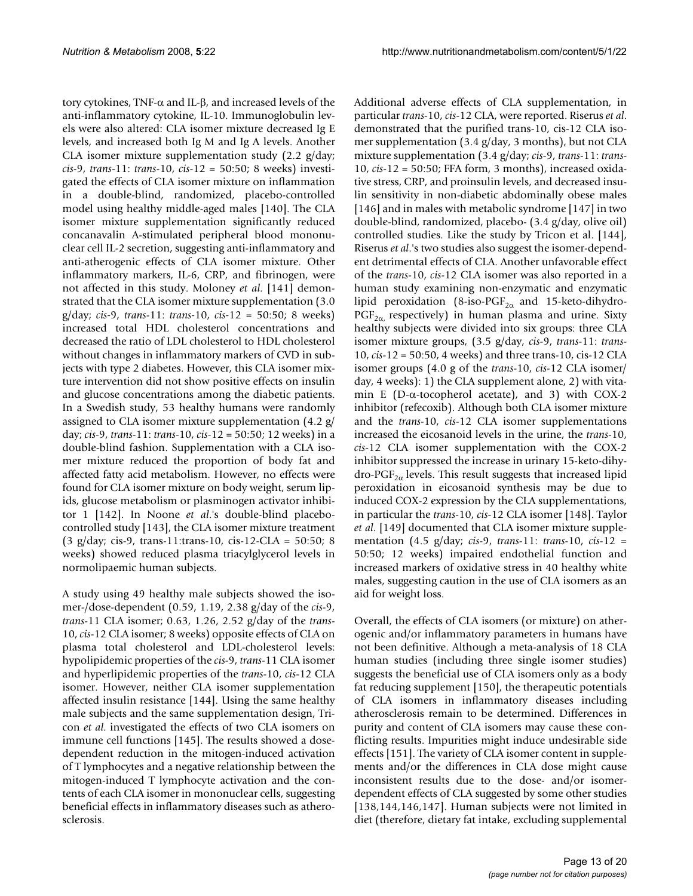tory cytokines, TNF-$\alpha$ and IL-$\beta$, and increased levels of the anti-inflammatory cytokine, IL-10. Immunoglobulin levels were also altered: CLA isomer mixture decreased Ig E levels, and increased both Ig M and Ig A levels. Another CLA isomer mixture supplementation study (2.2 g/day; *cis*-9, *trans*-11: *trans*-10, *cis*-12 = 50:50; 8 weeks) investigated the effects of CLA isomer mixture on inflammation in a double-blind, randomized, placebo-controlled model using healthy middle-aged males [140]. The CLA isomer mixture supplementation significantly reduced concanavalin A-stimulated peripheral blood mononuclear cell IL-2 secretion, suggesting anti-inflammatory and anti-atherogenic effects of CLA isomer mixture. Other inflammatory markers, IL-6, CRP, and fibrinogen, were not affected in this study. Moloney *et al.* [141] demonstrated that the CLA isomer mixture supplementation (3.0 g/day; *cis*-9, *trans*-11: *trans*-10, *cis*-12 = 50:50; 8 weeks) increased total HDL cholesterol concentrations and decreased the ratio of LDL cholesterol to HDL cholesterol without changes in inflammatory markers of CVD in subjects with type 2 diabetes. However, this CLA isomer mixture intervention did not show positive effects on insulin and glucose concentrations among the diabetic patients. In a Swedish study, 53 healthy humans were randomly assigned to CLA isomer mixture supplementation (4.2 g/day; *cis*-9, *trans*-11: *trans*-10, *cis*-12 = 50:50; 12 weeks) in a double-blind fashion. Supplementation with a CLA isomer mixture reduced the proportion of body fat and affected fatty acid metabolism. However, no effects were found for CLA isomer mixture on body weight, serum lipids, glucose metabolism or plasminogen activator inhibitor 1 [142]. In Noone *et al.*'s double-blind placebo-controlled study [143], the CLA isomer mixture treatment (3 g/day; cis-9, trans-11:trans-10, cis-12-CLA = 50:50; 8 weeks) showed reduced plasma triacylglycerol levels in normolipaemic human subjects.

A study using 49 healthy male subjects showed the isomer-/dose-dependent (0.59, 1.19, 2.38 g/day of the *cis*-9, *trans*-11 CLA isomer; 0.63, 1.26, 2.52 g/day of the *trans*-10, *cis*-12 CLA isomer; 8 weeks) opposite effects of CLA on plasma total cholesterol and LDL-cholesterol levels: hypolipidemic properties of the *cis*-9, *trans*-11 CLA isomer and hyperlipidemic properties of the *trans*-10, *cis*-12 CLA isomer. However, neither CLA isomer supplementation affected insulin resistance [144]. Using the same healthy male subjects and the same supplementation design, Tricon *et al.* investigated the effects of two CLA isomers on immune cell functions [145]. The results showed a dose-dependent reduction in the mitogen-induced activation of T lymphocytes and a negative relationship between the mitogen-induced T lymphocyte activation and the contents of each CLA isomer in mononuclear cells, suggesting beneficial effects in inflammatory diseases such as atherosclerosis.

Additional adverse effects of CLA supplementation, in particular *trans*-10, *cis*-12 CLA, were reported. Riserus *et al.* demonstrated that the purified trans-10, cis-12 CLA isomer supplementation (3.4 g/day, 3 months), but not CLA mixture supplementation (3.4 g/day; *cis*-9, *trans*-11: *trans*-10, *cis*-12 = 50:50; FFA form, 3 months), increased oxidative stress, CRP, and proinsulin levels, and decreased insulin sensitivity in non-diabetic abdominally obese males [146] and in males with metabolic syndrome [147] in two double-blind, randomized, placebo- (3.4 g/day, olive oil) controlled studies. Like the study by Tricon et al. [144], Riserus *et al.*'s two studies also suggest the isomer-dependent detrimental effects of CLA. Another unfavorable effect of the *trans*-10, *cis*-12 CLA isomer was also reported in a human study examining non-enzymatic and enzymatic lipid peroxidation (8-iso-$PGF_{2\alpha}$ and 15-keto-dihydro-$PGF_{2\alpha}$, respectively) in human plasma and urine. Sixty healthy subjects were divided into six groups: three CLA isomer mixture groups, (3.5 g/day, *cis*-9, *trans*-11: *trans*-10, *cis*-12 = 50:50, 4 weeks) and three trans-10, cis-12 CLA isomer groups (4.0 g of the *trans*-10, *cis*-12 CLA isomer/day, 4 weeks): 1) the CLA supplement alone, 2) with vitamin E (D-$\alpha$-tocopherol acetate), and 3) with COX-2 inhibitor (refecoxib). Although both CLA isomer mixture and the *trans*-10, *cis*-12 CLA isomer supplementations increased the eicosanoid levels in the urine, the *trans*-10, *cis*-12 CLA isomer supplementation with the COX-2 inhibitor suppressed the increase in urinary 15-keto-dihydro-$PGF_{2\alpha}$ levels. This result suggests that increased lipid peroxidation in eicosanoid synthesis may be due to induced COX-2 expression by the CLA supplementations, in particular the *trans*-10, *cis*-12 CLA isomer [148]. Taylor *et al.* [149] documented that CLA isomer mixture supplementation (4.5 g/day; *cis*-9, *trans*-11: *trans*-10, *cis*-12 = 50:50; 12 weeks) impaired endothelial function and increased markers of oxidative stress in 40 healthy white males, suggesting caution in the use of CLA isomers as an aid for weight loss.

Overall, the effects of CLA isomers (or mixture) on atherogenic and/or inflammatory parameters in humans have not been definitive. Although a meta-analysis of 18 CLA human studies (including three single isomer studies) suggests the beneficial use of CLA isomers only as a body fat reducing supplement [150], the therapeutic potentials of CLA isomers in inflammatory diseases including atherosclerosis remain to be determined. Differences in purity and content of CLA isomers may cause these conflicting results. Impurities might induce undesirable side effects [151]. The variety of CLA isomer content in supplements and/or the differences in CLA dose might cause inconsistent results due to the dose- and/or isomer-dependent effects of CLA suggested by some other studies [138,144,146,147]. Human subjects were not limited in diet (therefore, dietary fat intake, excluding supplemental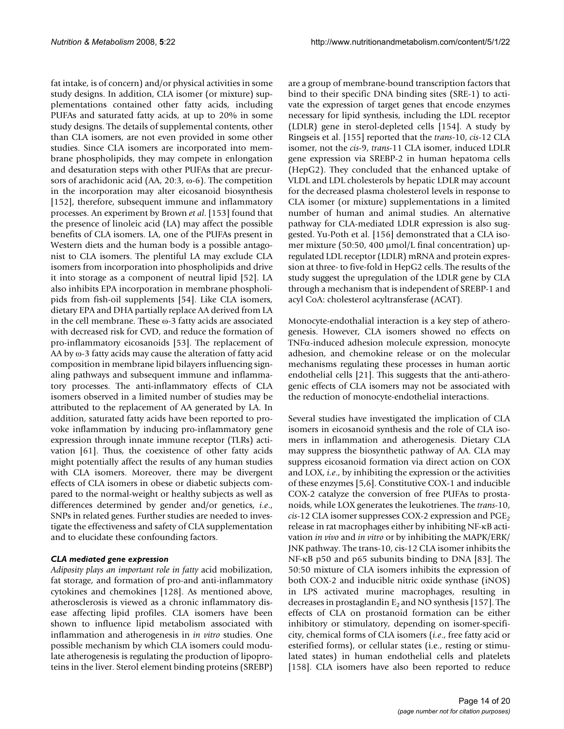fat intake, is of concern) and/or physical activities in some study designs. In addition, CLA isomer (or mixture) supplementations contained other fatty acids, including PUFAs and saturated fatty acids, at up to 20% in some study designs. The details of supplemental contents, other than CLA isomers, are not even provided in some other studies. Since CLA isomers are incorporated into membrane phospholipids, they may compete in enlongation and desaturation steps with other PUFAs that are precursors of arachidonic acid (AA, 20:3, ω-6). The competition in the incorporation may alter eicosanoid biosynthesis [152], therefore, subsequent immune and inflammatory processes. An experiment by Brown *et al*. [153] found that the presence of linoleic acid (LA) may affect the possible benefits of CLA isomers. LA, one of the PUFAs present in Western diets and the human body is a possible antagonist to CLA isomers. The plentiful LA may exclude CLA isomers from incorporation into phospholipids and drive it into storage as a component of neutral lipid [52]. LA also inhibits EPA incorporation in membrane phospholipids from fish-oil supplements [54]. Like CLA isomers, dietary EPA and DHA partially replace AA derived from LA in the cell membrane. These ω-3 fatty acids are associated with decreased risk for CVD, and reduce the formation of pro-inflammatory eicosanoids [53]. The replacement of AA by ω-3 fatty acids may cause the alteration of fatty acid composition in membrane lipid bilayers influencing signaling pathways and subsequent immune and inflammatory processes. The anti-inflammatory effects of CLA isomers observed in a limited number of studies may be attributed to the replacement of AA generated by LA. In addition, saturated fatty acids have been reported to provoke inflammation by inducing pro-inflammatory gene expression through innate immune receptor (TLRs) activation [61]. Thus, the coexistence of other fatty acids might potentially affect the results of any human studies with CLA isomers. Moreover, there may be divergent effects of CLA isomers in obese or diabetic subjects compared to the normal-weight or healthy subjects as well as differences determined by gender and/or genetics, *i.e*., SNPs in related genes. Further studies are needed to investigate the effectiveness and safety of CLA supplementation and to elucidate these confounding factors.

### *CLA mediated gene expression*

*Adiposity plays an important role in fatty* acid mobilization, fat storage, and formation of pro-and anti-inflammatory cytokines and chemokines [128]. As mentioned above, atherosclerosis is viewed as a chronic inflammatory disease affecting lipid profiles. CLA isomers have been shown to influence lipid metabolism associated with inflammation and atherogenesis in *in vitro* studies. One possible mechanism by which CLA isomers could modulate atherogenesis is regulating the production of lipoproteins in the liver. Sterol element binding proteins (SREBP) are a group of membrane-bound transcription factors that bind to their specific DNA binding sites (SRE-1) to activate the expression of target genes that encode enzymes necessary for lipid synthesis, including the LDL receptor (LDLR) gene in sterol-depleted cells [154]. A study by Ringseis et al. [155] reported that the *trans*-10, *cis*-12 CLA isomer, not the *cis*-9, *trans*-11 CLA isomer, induced LDLR gene expression via SREBP-2 in human hepatoma cells (HepG2). They concluded that the enhanced uptake of VLDL and LDL cholesterols by hepatic LDLR may account for the decreased plasma cholesterol levels in response to CLA isomer (or mixture) supplementations in a limited number of human and animal studies. An alternative pathway for CLA-mediated LDLR expression is also suggested. Yu-Poth et al. [156] demonstrated that a CLA isomer mixture (50:50, 400 μmol/L final concentration) upregulated LDL receptor (LDLR) mRNA and protein expression at three- to five-fold in HepG2 cells. The results of the study suggest the upregulation of the LDLR gene by CLA through a mechanism that is independent of SREBP-1 and acyl CoA: cholesterol acyltransferase (ACAT).

Monocyte-endothalial interaction is a key step of atherogenesis. However, CLA isomers showed no effects on TNFα-induced adhesion molecule expression, monocyte adhesion, and chemokine release or on the molecular mechanisms regulating these processes in human aortic endothelial cells [21]. This suggests that the anti-atherogenic effects of CLA isomers may not be associated with the reduction of monocyte-endothelial interactions.

Several studies have investigated the implication of CLA isomers in eicosanoid synthesis and the role of CLA isomers in inflammation and atherogenesis. Dietary CLA may suppress the biosynthetic pathway of AA. CLA may suppress eicosanoid formation via direct action on COX and LOX, *i.e*., by inhibiting the expression or the activities of these enzymes [5,6]. Constitutive COX-1 and inducible COX-2 catalyze the conversion of free PUFAs to prostanoids, while LOX generates the leukotrienes. The *trans*-10, *cis*-12 CLA isomer suppresses COX-2 expression and $PGE_2$ release in rat macrophages either by inhibiting NF-κB activation *in vivo* and *in vitro* or by inhibiting the MAPK/ERK/JNK pathway. The trans-10, cis-12 CLA isomer inhibits the NF-κB p50 and p65 subunits binding to DNA [83]. The 50:50 mixture of CLA isomers inhibits the expression of both COX-2 and inducible nitric oxide synthase (iNOS) in LPS activated murine macrophages, resulting in decreases in prostaglandin $E_2$ and NO synthesis [157]. The effects of CLA on prostanoid formation can be either inhibitory or stimulatory, depending on isomer-specificity, chemical forms of CLA isomers (*i.e*., free fatty acid or esterified forms), or cellular states (i.e., resting or stimulated states) in human endothelial cells and platelets [158]. CLA isomers have also been reported to reduce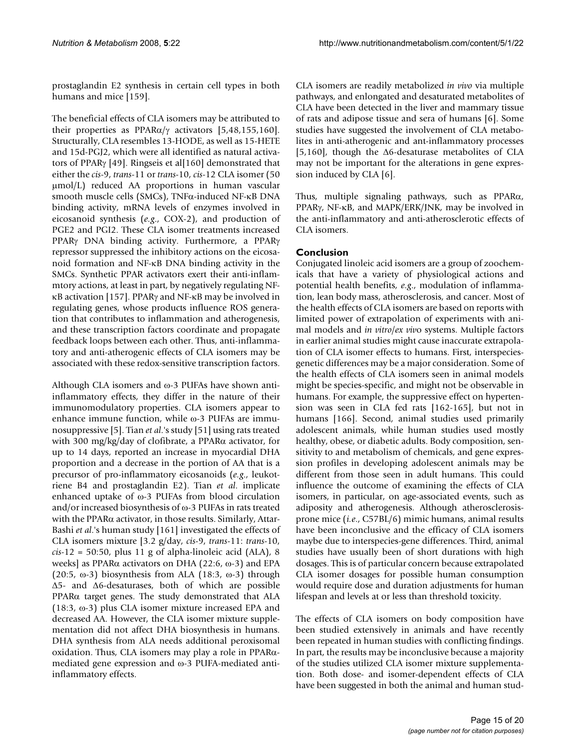prostaglandin E2 synthesis in certain cell types in both humans and mice [159].

The beneficial effects of CLA isomers may be attributed to their properties as PPARα/γ activators [5,48,155,160]. Structurally, CLA resembles 13-HODE, as well as 15-HETE and 15d-PGJ2, which were all identified as natural activators of PPARγ [49]. Ringseis et al[160] demonstrated that either the *cis*-9, *trans*-11 or *trans*-10, *cis*-12 CLA isomer (50 μmol/L) reduced AA proportions in human vascular smooth muscle cells (SMCs), TNFα-induced NF-κB DNA binding activity, mRNA levels of enzymes involved in eicosanoid synthesis (*e.g*., COX-2), and production of PGE2 and PGI2. These CLA isomer treatments increased PPARγ DNA binding activity. Furthermore, a PPARγ repressor suppressed the inhibitory actions on the eicosanoid formation and NF-κB DNA binding activity in the SMCs. Synthetic PPAR activators exert their anti-inflammtory actions, at least in part, by negatively regulating NF-κB activation [157]. PPARγ and NF-κB may be involved in regulating genes, whose products influence ROS generation that contributes to inflammation and atherogenesis, and these transcription factors coordinate and propagate feedback loops between each other. Thus, anti-inflammatory and anti-atherogenic effects of CLA isomers may be associated with these redox-sensitive transcription factors.

Although CLA isomers and ω-3 PUFAs have shown anti-inflammatory effects, they differ in the nature of their immunomodulatory properties. CLA isomers appear to enhance immune function, while ω-3 PUFAs are immunosuppressive [5]. Tian *et al*.'s study [51] using rats treated with 300 mg/kg/day of clofibrate, a PPARα activator, for up to 14 days, reported an increase in myocardial DHA proportion and a decrease in the portion of AA that is a precursor of pro-inflammatory eicosanoids (*e.g*., leukotriene B4 and prostaglandin E2). Tian *et al*. implicate enhanced uptake of ω-3 PUFAs from blood circulation and/or increased biosynthesis of ω-3 PUFAs in rats treated with the PPARα activator, in those results. Similarly, Attar-Bashi *et al*.'s human study [161] investigated the effects of CLA isomers mixture [3.2 g/day, *cis*-9, *trans*-11: *trans*-10, *cis*-12 = 50:50, plus 11 g of alpha-linoleic acid (ALA), 8 weeks] as PPARα activators on DHA (22:6, ω-3) and EPA (20:5, ω-3) biosynthesis from ALA (18:3, ω-3) through Δ5- and Δ6-desaturases, both of which are possible PPARα target genes. The study demonstrated that ALA (18:3, ω-3) plus CLA isomer mixture increased EPA and decreased AA. However, the CLA isomer mixture supplementation did not affect DHA biosynthesis in humans. DHA synthesis from ALA needs additional peroxisomal oxidation. Thus, CLA isomers may play a role in PPARα-mediated gene expression and ω-3 PUFA-mediated anti-inflammatory effects.

CLA isomers are readily metabolized *in vivo* via multiple pathways, and enlongated and desaturated metabolites of CLA have been detected in the liver and mammary tissue of rats and adipose tissue and sera of humans [6]. Some studies have suggested the involvement of CLA metabolites in anti-atherogenic and ant-inflammatory processes [5,160], though the Δ6-desaturase metabolites of CLA may not be important for the alterations in gene expression induced by CLA [6].

Thus, multiple signaling pathways, such as PPARα, PPARγ, NF-κB, and MAPK/ERK/JNK, may be involved in the anti-inflammatory and anti-atherosclerotic effects of CLA isomers.

## Conclusion

Conjugated linoleic acid isomers are a group of zoochemicals that have a variety of physiological actions and potential health benefits, *e.g*., modulation of inflammation, lean body mass, atherosclerosis, and cancer. Most of the health effects of CLA isomers are based on reports with limited power of extrapolation of experiments with animal models and *in vitro*/*ex vivo* systems. Multiple factors in earlier animal studies might cause inaccurate extrapolation of CLA isomer effects to humans. First, interspecies-genetic differences may be a major consideration. Some of the health effects of CLA isomers seen in animal models might be species-specific, and might not be observable in humans. For example, the suppressive effect on hypertension was seen in CLA fed rats [162-165], but not in humans [166]. Second, animal studies used primarily adolescent animals, while human studies used mostly healthy, obese, or diabetic adults. Body composition, sensitivity to and metabolism of chemicals, and gene expression profiles in developing adolescent animals may be different from those seen in adult humans. This could influence the outcome of examining the effects of CLA isomers, in particular, on age-associated events, such as adiposity and atherogenesis. Although atherosclerosis-prone mice (*i.e*., C57BL/6) mimic humans, animal results have been inconclusive and the efficacy of CLA isomers maybe due to interspecies-gene differences. Third, animal studies have usually been of short durations with high dosages. This is of particular concern because extrapolated CLA isomer dosages for possible human consumption would require dose and duration adjustments for human lifespan and levels at or less than threshold toxicity.

The effects of CLA isomers on body composition have been studied extensively in animals and have recently been repeated in human studies with conflicting findings. In part, the results may be inconclusive because a majority of the studies utilized CLA isomer mixture supplementation. Both dose- and isomer-dependent effects of CLA have been suggested in both the animal and human stud-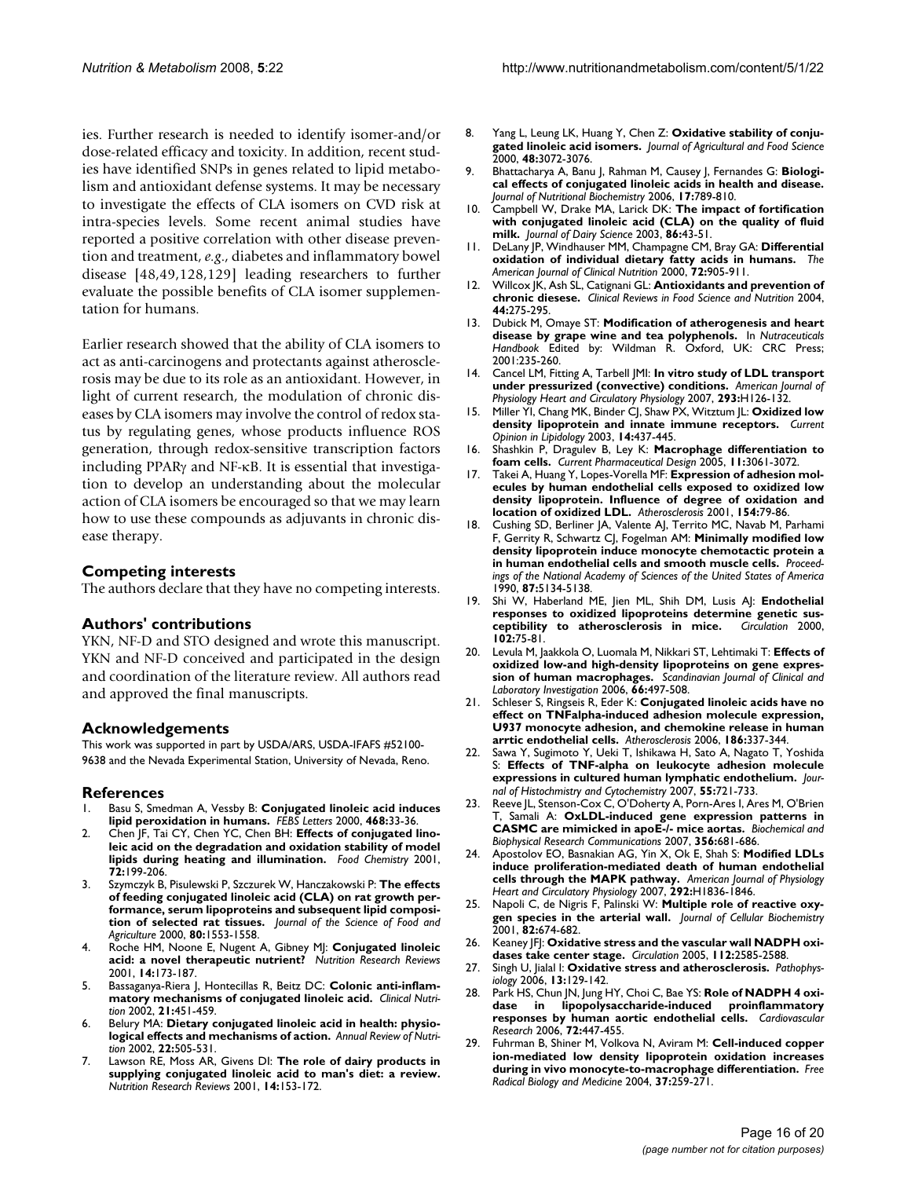ies. Further research is needed to identify isomer-and/or dose-related efficacy and toxicity. In addition, recent studies have identified SNPs in genes related to lipid metabolism and antioxidant defense systems. It may be necessary to investigate the effects of CLA isomers on CVD risk at intra-species levels. Some recent animal studies have reported a positive correlation with other disease prevention and treatment, *e.g*., diabetes and inflammatory bowel disease [48,49,128,129] leading researchers to further evaluate the possible benefits of CLA isomer supplementation for humans.

Earlier research showed that the ability of CLA isomers to act as anti-carcinogens and protectants against atherosclerosis may be due to its role as an antioxidant. However, in light of current research, the modulation of chronic diseases by CLA isomers may involve the control of redox status by regulating genes, whose products influence ROS generation, through redox-sensitive transcription factors including PPARγ and NF-κB. It is essential that investigation to develop an understanding about the molecular action of CLA isomers be encouraged so that we may learn how to use these compounds as adjuvants in chronic disease therapy.

## Competing interests

The authors declare that they have no competing interests.

## Authors' contributions

YKN, NF-D and STO designed and wrote this manuscript. YKN and NF-D conceived and participated in the design and coordination of the literature review. All authors read and approved the final manuscripts.

## Acknowledgements

This work was supported in part by USDA/ARS, USDA-IFAFS #52100-9638 and the Nevada Experimental Station, University of Nevada, Reno.

## References

1. Basu S, Smedman A, Vessby B: **Conjugated linoleic acid induces lipid peroxidation in humans.** *FEBS Letters* 2000, **468:**33-36.
2. Chen JF, Tai CY, Chen YC, Chen BH: **Effects of conjugated linoleic acid on the degradation and oxidation stability of model lipids during heating and illumination.** *Food Chemistry* 2001, **72:**199-206.
3. Szymczyk B, Pisulewski P, Szczurek W, Hanczakowski P: **The effects of feeding conjugated linoleic acid (CLA) on rat growth performance, serum lipoproteins and subsequent lipid composition of selected rat tissues.** *Journal of the Science of Food and Agriculture* 2000, **80:**1553-1558.
4. Roche HM, Noone E, Nugent A, Gibney MJ: **Conjugated linoleic acid: a novel therapeutic nutrient?** *Nutrition Research Reviews* 2001, **14:**173-187.
5. Bassaganya-Riera J, Hontecillas R, Beitz DC: **Colonic anti-inflammatory mechanisms of conjugated linoleic acid.** *Clinical Nutrition* 2002, **21:**451-459.
6. Belury MA: **Dietary conjugated linoleic acid in health: physiological effects and mechanisms of action.** *Annual Review of Nutrition* 2002, **22:**505-531.
7. Lawson RE, Moss AR, Givens DI: **The role of dairy products in supplying conjugated linoleic acid to man's diet: a review.** *Nutrition Research Reviews* 2001, **14:**153-172.
8. Yang L, Leung LK, Huang Y, Chen Z: **Oxidative stability of conjugated linoleic acid isomers.** *Journal of Agricultural and Food Science* 2000, **48:**3072-3076.
9. Bhattacharya A, Banu J, Rahman M, Causey J, Fernandes G: **Biological effects of conjugated linoleic acids in health and disease.** *Journal of Nutritional Biochemistry* 2006, **17:**789-810.
10. Campbell W, Drake MA, Larick DK: **The impact of fortification with conjugated linoleic acid (CLA) on the quality of fluid milk.** *Journal of Dairy Science* 2003, **86:**43-51.
11. DeLany JP, Windhauser MM, Champagne CM, Bray GA: **Differential oxidation of individual dietary fatty acids in humans.** *The American Journal of Clinical Nutrition* 2000, **72:**905-911.
12. Willcox JK, Ash SL, Catignani GL: **Antioxidants and prevention of chronic diesese.** *Clinical Reviews in Food Science and Nutrition* 2004, **44:**275-295.
13. Dubick M, Omaye ST: **Modification of atherogenesis and heart disease by grape wine and tea polyphenols.** In *Nutraceuticals Handbook* Edited by: Wildman R. Oxford, UK: CRC Press; 2001:235-260.
14. Cancel LM, Fitting A, Tarbell JMI: **In vitro study of LDL transport under pressurized (convective) conditions.** *American Journal of Physiology Heart and Circulatory Physiology* 2007, **293:**H126-132.
15. Miller YI, Chang MK, Binder CJ, Shaw PX, Witztum JL: **Oxidized low density lipoprotein and innate immune receptors.** *Current Opinion in Lipidology* 2003, **14:**437-445.
16. Shashkin P, Dragulev B, Ley K: **Macrophage differentiation to foam cells.** *Current Pharmaceutical Design* 2005, **11:**3061-3072.
17. Takei A, Huang Y, Lopes-Vorella MF: **Expression of adhesion molecules by human endothelial cells exposed to oxidized low density lipoprotein. Influence of degree of oxidation and location of oxidized LDL.** *Atherosclerosis* 2001, **154:**79-86.
18. Cushing SD, Berliner JA, Valente AJ, Territo MC, Navab M, Parhami F, Gerrity R, Schwartz CJ, Fogelman AM: **Minimally modified low density lipoprotein induce monocyte chemotactic protein a in human endothelial cells and smooth muscle cells.** *Proceedings of the National Academy of Sciences of the United States of America* 1990, **87:**5134-5138.
19. Shi W, Haberland ME, Jien ML, Shih DM, Lusis AJ: **Endothelial responses to oxidized lipoproteins determine genetic susceptibility to atherosclerosis in mice.** *Circulation* 2000, **102:**75-81.
20. Levula M, Jaakkola O, Luomala M, Nikkari ST, Lehtimaki T: **Effects of oxidized low-and high-density lipoproteins on gene expression of human macrophages.** *Scandinavian Journal of Clinical and Laboratory Investigation* 2006, **66:**497-508.
21. Schleser S, Ringseis R, Eder K: **Conjugated linoleic acids have no effect on TNFalpha-induced adhesion molecule expression, U937 monocyte adhesion, and chemokine release in human arrtic endothelial cells.** *Atherosclerosis* 2006, **186:**337-344.
22. Sawa Y, Sugimoto Y, Ueki T, Ishikawa H, Sato A, Nagato T, Yoshida S: **Effects of TNF-alpha on leukocyte adhesion molecule expressions in cultured human lymphatic endothelium.** *Journal of Histochmistry and Cytochemistry* 2007, **55:**721-733.
23. Reeve JL, Stenson-Cox C, O'Doherty A, Porn-Ares I, Ares M, O'Brien T, Samali A: **OxLDL-induced gene expression patterns in CASMC are mimicked in apoE-/- mice aortas.** *Biochemical and Biophysical Research Communications* 2007, **356:**681-686.
24. Apostolov EO, Basnakian AG, Yin X, Ok E, Shah S: **Modified LDLs induce proliferation-mediated death of human endothelial cells through the MAPK pathway.** *American Journal of Physiology Heart and Circulatory Physiology* 2007, **292:**H1836-1846.
25. Napoli C, de Nigris F, Palinski W: **Multiple role of reactive oxygen species in the arterial wall.** *Journal of Cellular Biochemistry* 2001, **82:**674-682.
26. Keaney JFJ: **Oxidative stress and the vascular wall NADPH oxidases take center stage.** *Circulation* 2005, **112:**2585-2588.
27. Singh U, Jialal I: **Oxidative stress and atherosclerosis.** *Pathophysiology* 2006, **13:**129-142.
28. Park HS, Chun JN, Jung HY, Choi C, Bae YS: **Role of NADPH 4 oxidase in lipopolysaccharide-induced proinflammatory responses by human aortic endothelial cells.** *Cardiovascular Research* 2006, **72:**447-455.
29. Fuhrman B, Shiner M, Volkova N, Aviram M: **Cell-induced copper ion-mediated low density lipoprotein oxidation increases during in vivo monocyte-to-macrophage differentiation.** *Free Radical Biology and Medicine* 2004, **37:**259-271.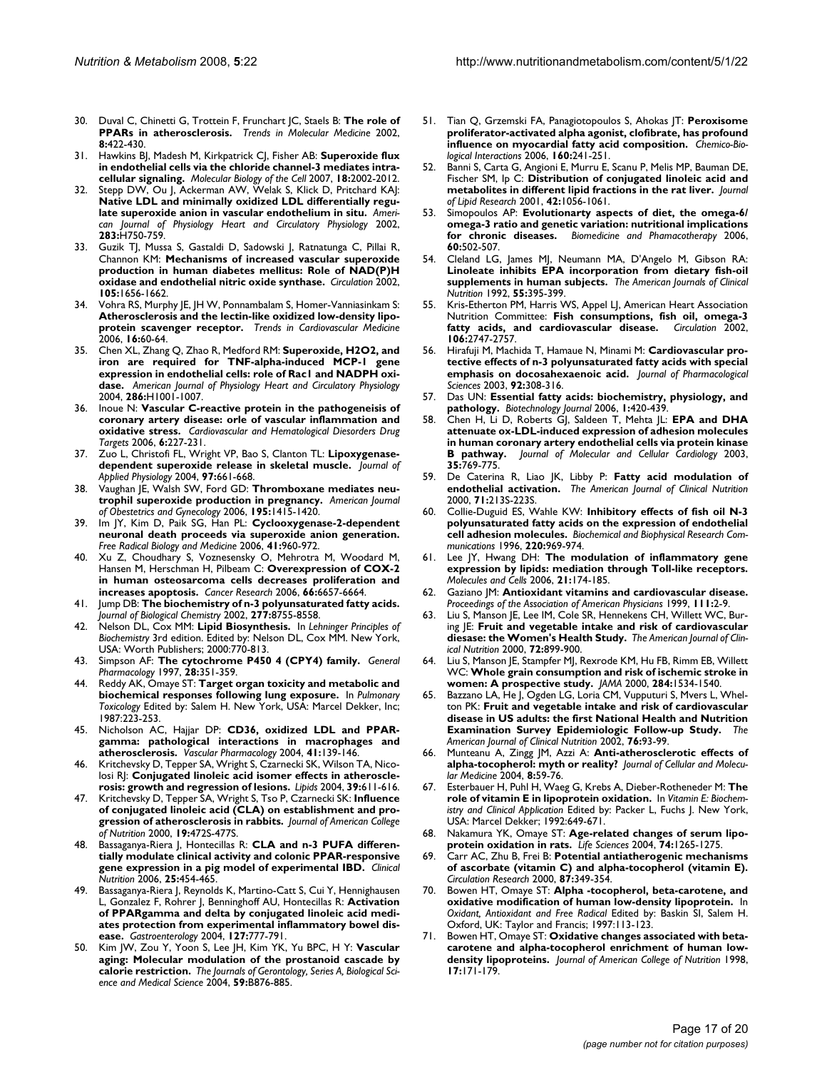30. Duval C, Chinetti G, Trottein F, Frunchart JC, Staels B: **The role of PPARs in atherosclerosis.** *Trends in Molecular Medicine* 2002, **8:**422-430.
31. Hawkins BJ, Madesh M, Kirkpatrick CJ, Fisher AB: **Superoxide flux in endothelial cells via the chloride channel-3 mediates intracellular signaling.** *Molecular Biology of the Cell* 2007, **18:**2002-2012.
32. Stepp DW, Ou J, Ackerman AW, Welak S, Klick D, Pritchard KAJ: **Native LDL and minimally oxidized LDL differentially regulate superoxide anion in vascular endothelium in situ.** *American Journal of Physiology Heart and Circulatory Physiology* 2002, **283:**H750-759.
33. Guzik TJ, Mussa S, Gastaldi D, Sadowski J, Ratnatunga C, Pillai R, Channon KM: **Mechanisms of increased vascular superoxide production in human diabetes mellitus: Role of NAD(P)H oxidase and endothelial nitric oxide synthase.** *Circulation* 2002, **105:**1656-1662.
34. Vohra RS, Murphy JE, JH W, Ponnambalam S, Homer-Vanniasinkam S: **Atherosclerosis and the lectin-like oxidized low-density lipoprotein scavenger receptor.** *Trends in Cardiovascular Medicine* 2006, **16:**60-64.
35. Chen XL, Zhang Q, Zhao R, Medford RM: **Superoxide, H2O2, and iron are required for TNF-alpha-induced MCP-1 gene expression in endothelial cells: role of Rac1 and NADPH oxidase.** *American Journal of Physiology Heart and Circulatory Physiology* 2004, **286:**H1001-1007.
36. Inoue N: **Vascular C-reactive protein in the pathogeneisis of coronary artery disease: orle of vascular inflammation and oxidative stress.** *Cardiovascular and Hematological Diesorders Drug Targets* 2006, **6:**227-231.
37. Zuo L, Christofi FL, Wright VP, Bao S, Clanton TL: **Lipoxygenase-dependent superoxide release in skeletal muscle.** *Journal of Applied Physiology* 2004, **97:**661-668.
38. Vaughan JE, Walsh SW, Ford GD: **Thromboxane mediates neutrophil superoxide production in pregnancy.** *American Journal of Obestetrics and Gynecology* 2006, **195:**1415-1420.
39. Im JY, Kim D, Paik SG, Han PL: **Cyclooxygenase-2-dependent neuronal death proceeds via superoxide anion generation.** *Free Radical Biology and Medicine* 2006, **41:**960-972.
40. Xu Z, Choudhary S, Voznesensky O, Mehrotra M, Woodard M, Hansen M, Herschman H, Pilbeam C: **Overexpression of COX-2 in human osteosarcoma cells decreases proliferation and increases apoptosis.** *Cancer Research* 2006, **66:**6657-6664.
41. Jump DB: **The biochemistry of n-3 polyunsaturated fatty acids.** *Journal of Biological Chemistry* 2002, **277:**8755-8558.
42. Nelson DL, Cox MM: **Lipid Biosynthesis.** In *Lehninger Principles of Biochemistry* 3rd edition. Edited by: Nelson DL, Cox MM. New York, USA: Worth Publishers; 2000:770-813.
43. Simpson AF: **The cytochrome P450 4 (CPY4) family.** *General Pharmacology* 1997, **28:**351-359.
44. Reddy AK, Omaye ST: **Target organ toxicity and metabolic and biochemical responses following lung exposure.** In *Pulmonary Toxicology* Edited by: Salem H. New York, USA: Marcel Dekker, Inc; 1987:223-253.
45. Nicholson AC, Hajjar DP: **CD36, oxidized LDL and PPAR-gamma: pathological interactions in macrophages and atherosclerosis.** *Vascular Pharmacology* 2004, **41:**139-146.
46. Kritchevsky D, Tepper SA, Wright S, Czarnecki SK, Wilson TA, Nicolosi RJ: **Conjugated linoleic acid isomer effects in atherosclerosis: growth and regression of lesions.** *Lipids* 2004, **39:**611-616.
47. Kritchevsky D, Tepper SA, Wright S, Tso P, Czarnecki SK: **Influence of conjugated linoleic acid (CLA) on establishment and progression of atherosclerosis in rabbits.** *Journal of American College of Nutrition* 2000, **19:**472S-477S.
48. Bassaganya-Riera J, Hontecillas R: **CLA and n-3 PUFA differentially modulate clinical activity and colonic PPAR-responsive gene expression in a pig model of experimental IBD.** *Clinical Nutrition* 2006, **25:**454-465.
49. Bassaganya-Riera J, Reynolds K, Martino-Catt S, Cui Y, Hennighausen L, Gonzalez F, Rohrer J, Benninghoff AU, Hontecillas R: **Activation of PPARgamma and delta by conjugated linoleic acid mediates protection from experimental inflammatory bowel disease.** *Gastroenterology* 2004, **127:**777-791.
50. Kim JW, Zou Y, Yoon S, Lee JH, Kim YK, Yu BPC, H Y: **Vascular aging: Molecular modulation of the prostanoid cascade by calorie restriction.** *The Journals of Gerontology, Series A, Biological Science and Medical Science* 2004, **59:**B876-885.
51. Tian Q, Grzemski FA, Panagiotopoulos S, Ahokas JT: **Peroxisome proliferator-activated alpha agonist, clofibrate, has profound influence on myocardial fatty acid composition.** *Chemico-Biological Interactions* 2006, **160:**241-251.
52. Banni S, Carta G, Angioni E, Murru E, Scanu P, Melis MP, Bauman DE, Fischer SM, Ip C: **Distribution of conjugated linoleic acid and metabolites in different lipid fractions in the rat liver.** *Journal of Lipid Research* 2001, **42:**1056-1061.
53. Simopoulos AP: **Evolutionarty aspects of diet, the omega-6/omega-3 ratio and genetic variation: nutritional implications for chronic diseases.** *Biomedicine and Phamacotherapy* 2006, **60:**502-507.
54. Cleland LG, James MJ, Neumann MA, D'Angelo M, Gibson RA: **Linoleate inhibits EPA incorporation from dietary fish-oil supplements in human subjects.** *The American Journals of Clinical Nutrition* 1992, **55:**395-399.
55. Kris-Etherton PM, Harris WS, Appel LJ, American Heart Association Nutrition Committee: **Fish consumptions, fish oil, omega-3 fatty acids, and cardiovascular disease.** *Circulation* 2002, **106:**2747-2757.
56. Hirafuji M, Machida T, Hamaue N, Minami M: **Cardiovascular protective effects of n-3 polyunsaturated fatty acids with special emphasis on docosahexaenoic acid.** *Journal of Pharmacological Sciences* 2003, **92:**308-316.
57. Das UN: **Essential fatty acids: biochemistry, physiology, and pathology.** *Biotechnology Journal* 2006, **1:**420-439.
58. Chen H, Li D, Roberts GJ, Saldeen T, Mehta JL: **EPA and DHA attenuate ox-LDL-induced expression of adhesion molecules in human coronary artery endothelial cells via protein kinase B pathway.** *Journal of Molecular and Cellular Cardiology* 2003, **35:**769-775.
59. De Caterina R, Liao JK, Libby P: **Fatty acid modulation of endothelial activation.** *The American Journal of Clinical Nutrition* 2000, **71:**213S-223S.
60. Collie-Duguid ES, Wahle KW: **Inhibitory effects of fish oil N-3 polyunsaturated fatty acids on the expression of endothelial cell adhesion molecules.** *Biochemical and Biophysical Research Communications* 1996, **220:**969-974.
61. Lee JY, Hwang DH: **The modulation of inflammatory gene expression by lipids: mediation through Toll-like receptors.** *Molecules and Cells* 2006, **21:**174-185.
62. Gaziano JM: **Antioxidant vitamins and cardiovascular disease.** *Proceedings of the Association of American Physicians* 1999, **111:**2-9.
63. Liu S, Manson JE, Lee IM, Cole SR, Hennekens CH, Willett WC, Buring JE: **Fruit and vegetable intake and risk of cardiovascular diesase: the Women's Health Study.** *The American Journal of Clinical Nutrition* 2000, **72:**899-900.
64. Liu S, Manson JE, Stampfer MJ, Rexrode KM, Hu FB, Rimm EB, Willett WC: **Whole grain consumption and risk of ischemic stroke in women: A prospective study.** *JAMA* 2000, **284:**1534-1540.
65. Bazzano LA, He J, Ogden LG, Loria CM, Vupputuri S, Mvers L, Whelton PK: **Fruit and vegetable intake and risk of cardiovascular disease in US adults: the first National Health and Nutrition Examination Survey Epidemiologic Follow-up Study.** *The American Journal of Clinical Nutrition* 2002, **76:**93-99.
66. Munteanu A, Zingg JM, Azzi A: **Anti-atherosclerotic effects of alpha-tocopherol: myth or reality?** *Journal of Cellular and Molecular Medicine* 2004, **8:**59-76.
67. Esterbauer H, Puhl H, Waeg G, Krebs A, Dieber-Rotheneder M: **The role of vitamin E in lipoprotein oxidation.** In *Vitamin E: Biochemistry and Clinical Application* Edited by: Packer L, Fuchs J. New York, USA: Marcel Dekker; 1992:649-671.
68. Nakamura YK, Omaye ST: **Age-related changes of serum lipoprotein oxidation in rats.** *Life Sciences* 2004, **74:**1265-1275.
69. Carr AC, Zhu B, Frei B: **Potential antiatherogenic mechanisms of ascorbate (vitamin C) and alpha-tocopherol (vitamin E).** *Circulation Research* 2000, **87:**349-354.
70. Bowen HT, Omaye ST: **Alpha -tocopherol, beta-carotene, and oxidative modification of human low-density lipoprotein.** In *Oxidant, Antioxidant and Free Radical* Edited by: Baskin SI, Salem H. Oxford, UK: Taylor and Francis; 1997:113-123.
71. Bowen HT, Omaye ST: **Oxidative changes associated with beta-carotene and alpha-tocopherol enrichment of human low-density lipoproteins.** *Journal of American College of Nutrition* 1998, **17:**171-179.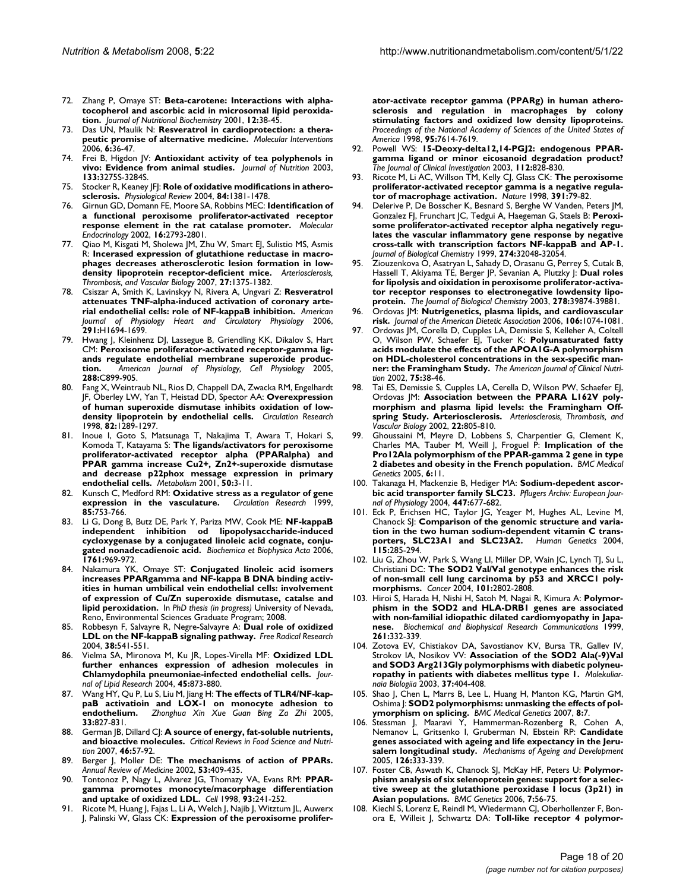72. Zhang P, Omaye ST: **Beta-carotene: Interactions with alpha-tocopherol and ascorbic acid in microsomal lipid peroxidation.** *Journal of Nutritional Biochemistry* 2001, **12**:38-45.
73. Das UN, Maulik N: **Resveratrol in cardioprotection: a therapeutic promise of alternative medicine.** *Molecular Interventions* 2006, **6**:36-47.
74. Frei B, Higdon JV: **Antioxidant activity of tea polyphenols in vivo: Evidence from animal studies.** *Journal of Nutrition* 2003, **133**:3275S-3284S.
75. Stocker R, Keaney JFJ: **Role of oxidative modifications in atherosclerosis.** *Physiological Review* 2004, **84**:1381-1478.
76. Girnun GD, Domann FE, Moore SA, Robbins MEC: **Identification of a functional peroxisome proliferator-activated receptor response element in the rat catalase promoter.** *Molecular Endocrinology* 2002, **16**:2793-2801.
77. Qiao M, Kisgati M, Sholewa JM, Zhu W, Smart EJ, Sulistio MS, Asmis R: **Incerased expression of glutathione reductase in macrophages decreases atherosclerotic lesion formation in low-density lipoprotein receptor-deficient mice.** *Arteriosclerosis, Thrombosis, and Vascular Biology* 2007, **27**:1375-1382.
78. Csiszar A, Smith K, Lavinskyy N, Rivera A, Ungvari Z: **Resveratrol attenuates TNF-alpha-induced activation of coronary arterial endothelial cells: role of NF-kappaB inhibition.** *American Journal of Physiology Heart and Circulatory Physiology* 2006, **291**:H1694-1699.
79. Hwang J, Kleinhenz DJ, Lassegue B, Griendling KK, Dikalov S, Hart CM: **Peroxisome proliferator-activated receptor-gamma ligands regulate endothelial membrane superoxide production.** *American Journal of Physiology, Cell Physiology* 2005, **288**:C899-905.
80. Fang X, Weintraub NL, Rios D, Chappell DA, Zwacka RM, Engelhardt JF, Oberley LW, Yan T, Heistad DD, Spector AA: **Overexpression of human superoxide dismutase inhibits oxidation of low-density lipoprotein by endothelial cells.** *Circulation Research* 1998, **82**:1289-1297.
81. Inoue I, Goto S, Matsunaga T, Nakajima T, Awara T, Hokari S, Komoda T, Katayama S: **The ligands/activators for peroxisome proliferator-activated receptor alpha (PPARalpha) and PPAR gamma increase Cu2+, Zn2+-superoxide dismutase and decrease p22phox message expression in primary endothelial cells.** *Metabolism* 2001, **50**:3-11.
82. Kunsch C, Medford RM: **Oxidative stress as a regulator of gene expression in the vasculature.** *Circulation Research* 1999, **85**:753-766.
83. Li G, Dong B, Butz DE, Park Y, Pariza MW, Cook ME: **NF-kappaB independent inhibition od lipopolysaccharide-induced cycloxygenase by a conjugated linoleic acid cognate, conjugated nonadecadienoic acid.** *Biochemica et Biophysica Acta* 2006, **1761**:969-972.
84. Nakamura YK, Omaye ST: **Conjugated linoleic acid isomers increases PPARgamma and NF-kappa B DNA binding activities in human umbilical vein endothelial cells: involvement of expression of Cu/Zn superoxide dismutase, catalse and lipid peroxidation.** In *PhD thesis (in progress)* University of Nevada, Reno, Environmental Sciences Graduate Program; 2008.
85. Robbesyn F, Salvayre R, Negre-Salvayre A: **Dual role of oxidized LDL on the NF-kappaB signaling pathway.** *Free Radical Research* 2004, **38**:541-551.
86. Vielma SA, Mironova M, Ku JR, Lopes-Virella MF: **Oxidized LDL further enhances expression of adhesion molecules in Chlamydophila pneumoniae-infected endothelial cells.** *Journal of Lipid Research* 2004, **45**:873-880.
87. Wang HY, Qu P, Lu S, Liu M, Jiang H: **The effects of TLR4/NF-kappaB activatioin and LOX-1 on monocyte adhesion to endothelium.** *Zhonghua Xin Xue Guan Bing Za Zhi* 2005, **33**:827-831.
88. German JB, Dillard CJ: **A source of energy, fat-soluble nutrients, and bioactive molecules.** *Critical Reviews in Food Science and Nutrition* 2007, **46**:57-92.
89. Berger J, Moller DE: **The mechanisms of action of PPARs.** *Annual Review of Medicine* 2002, **53**:409-435.
90. Tontonoz P, Nagy L, Alvarez JG, Thomazy VA, Evans RM: **PPAR-gamma promotes monocyte/macrophage differentiation and uptake of oxidized LDL.** *Cell* 1998, **93**:241-252.
91. Ricote M, Huang J, Fajas L, Li A, Welch J, Najib J, Witztum JL, Auwerx J, Palinski W, Glass CK: **Expression of the peroxisome proliferator-activate receptor gamma (PPARg) in human atherosclerosis and regulation in macrophages by colony stimulating factors and oxidized low density lipoproteins.** *Proceedings of the National Academy of Sciences of the United States of America* 1998, **95**:7614-7619.
92. Powell WS: **15-Deoxy-delta12,14-PGJ2: endogenous PPAR-gamma ligand or minor eicosanoid degradation product?** *The Journal of Clinical Investigation* 2003, **112**:828-830.
93. Ricote M, Li AC, Willson TM, Kelly CJ, Glass CK: **The peroxisome proliferator-activated receptor gamma is a negative regulator of macrophage activation.** *Nature* 1998, **391**:79-82.
94. Delerive P, De Bosscher K, Besnard S, Berghe W Vanden, Peters JM, Gonzalez FJ, Frunchart JC, Tedgui A, Haegeman G, Staels B: **Peroxisome proliferator-activated receptor alpha negatively regulates the vascular inflammatory gene response by negative cross-talk with transcription factors NF-kappaB and AP-1.** *Journal of Biological Chemistry* 1999, **274**:32048-32054.
95. Ziouzenkova O, Asatryan L, Sahady D, Orasanu G, Perrey S, Cutak B, Hassell T, Akiyama TE, Berger JP, Sevanian A, Plutzky J: **Dual roles for lipolysis and oixidation in peroxisome proliferator-activator receptor responses to electronegative lowdensity lipoprotein.** *The Journal of Biological Chemistry* 2003, **278**:39874-39881.
96. Ordovas JM: **Nutrigenetics, plasma lipids, and cardiovascular risk.** *Journal of the American Dietetic Association* 2006, **106**:1074-1081.
97. Ordovas JM, Corella D, Cupples LA, Demissie S, Kelleher A, Coltell O, Wilson PW, Schaefer EJ, Tucker K: **Polyunsaturated fatty acids modulate the effects of the APOA1G-A polymorphism on HDL-cholesterol concentrations in the sex-specific manner: the Framingham Study.** *The American Journal of Clinical Nutrition* 2002, **75**:38-46.
98. Tai ES, Demissie S, Cupples LA, Cerella D, Wilson PW, Schaefer EJ, Ordovas JM: **Association between the PPARA L162V polymorphism and plasma lipid levels: the Framingham Offspring Study. Arteriosclerosis.** *Arteriosclerosis, Thrombosis, and Vascular Biology* 2002, **22**:805-810.
99. Ghoussaini M, Meyre D, Lobbens S, Charpentier G, Clement K, Charles MA, Tauber M, Weill J, Froguel P: **Implication of the Pro12Ala polymorphism of the PPAR-gamma 2 gene in type 2 diabetes and obesity in the French population.** *BMC Medical Genetics* 2005, **6**:11.
100. Takanaga H, Mackenzie B, Hediger MA: **Sodium-depedent ascorbic acid transporter family SLC23.** *Pflugers Archiv: European Journal of Physiology* 2004, **447**:677-682.
101. Eck P, Erichsen HC, Taylor JG, Yeager M, Hughes AL, Levine M, Chanock SJ: **Comparison of the genomic structure and variation in the two human sodium-dependent vitamin C transporters, SLC23A1 and SLC23A2.** *Human Genetics* 2004, **115**:285-294.
102. Liu G, Zhou W, Park S, Wang LI, Miller DP, Wain JC, Lynch TJ, Su L, Christiani DC: **The SOD2 Val/Val genotype enhances the risk of non-small cell lung carcinoma by p53 and XRCC1 polymorphisms.** *Cancer* 2004, **101**:2802-2808.
103. Hiroi S, Harada H, Nishi H, Satoh M, Nagai R, Kimura A: **Polymorphism in the SOD2 and HLA-DRB1 genes are associated with non-familial idiopathic dilated cardiomyopathy in Japanese.** *Biochemical and Biophysical Research Communications* 1999, **261**:332-339.
104. Zotova EV, Chistiakov DA, Savostianov KV, Bursa TR, Galiev IV, Strokov IA, Nosikov VV: **Association of the SOD2 Ala(-9)Val and SOD3 Arg213Gly polymorphisms with diabetic polyneuropathy in patients with diabetes mellitus type 1.** *Molekuliarnaia Biologiia* 2003, **37**:404-408.
105. Shao J, Chen L, Marrs B, Lee L, Huang H, Manton KG, Martin GM, Oshima J: **SOD2 polymorphisms: unmasking the effects of polymorphism on splicing.** *BMC Medical Genetics* 2007, **8**:7.
106. Stessman J, Maaravi Y, Hammerman-Rozenberg R, Cohen A, Nemanov L, Gritsenko I, Gruberman N, Ebstein RP: **Candidate genes associated with ageing and life expectancy in the Jerusalem longitudinal study.** *Mechanisms of Ageing and Development* 2005, **126**:333-339.
107. Foster CB, Aswath K, Chanock SJ, McKay HF, Peters U: **Polymorphism analysis of six selenoprotein genes: support for a selective sweep at the glutathione peroxidase 1 locus (3p21) in Asian populations.** *BMC Genetics* 2006, **7**:56-75.
108. Kiechl S, Lorenz E, Reindl M, Wiedermann CJ, Oberhollenzer F, Bonora E, Willeit J, Schwartz DA: **Toll-like receptor 4 polymor-**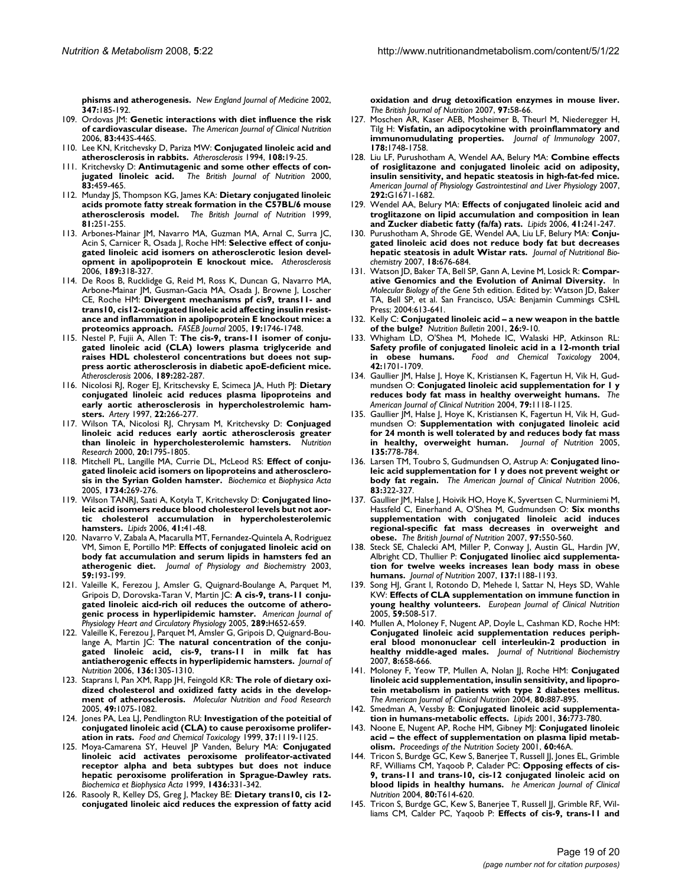**phisms and atherogenesis.** *New England Journal of Medicine* 2002, **347:**185-192.

109. Ordovas JM: **Genetic interactions with diet influence the risk of cardiovascular disease.** *The American Journal of Clinical Nutrition* 2006, **83:**443S-446S.
110. Lee KN, Kritchevsky D, Pariza MW: **Conjugated linoleic acid and atherosclerosis in rabbits.** *Atherosclerosis* 1994, **108:**19-25.
111. Kritchevsky D: **Antimutagenic and some other effects of conjugated linoleic acid.** *The British Journal of Nutrition* 2000, **83:**459-465.
112. Munday JS, Thompson KG, James KA: **Dietary conjugated linoleic acids promote fatty streak formation in the C57BL/6 mouse atherosclerosis model.** *The British Journal of Nutrition* 1999, **81:**251-255.
113. Arbones-Mainar JM, Navarro MA, Guzman MA, Arnal C, Surra JC, Acin S, Carnicer R, Osada J, Roche HM: **Selective effect of conjugated linoleic acid isomers on atherosclerotic lesion development in apolipoprotein E knockout mice.** *Atherosclerosis* 2006, **189:**318-327.
114. De Roos B, Rucklidge G, Reid M, Ross K, Duncan G, Navarro MA, Arbone-Mainar JM, Gusman-Gacia MA, Osada J, Browne J, Loscher CE, Roche HM: **Divergent mechanisms pf cis9, trans11- and trans10, cis12-conjugated linoleic acid affecting insulin resistance and inflammation in apolipoprotein E knockout mice: a proteomics approach.** *FASEB Journal* 2005, **19:**1746-1748.
115. Nestel P, Fujii A, Allen T: **The cis-9, trans-11 isomer of conjugated linoleic acid (CLA) lowers plasma triglyceride and raises HDL cholesterol concentrations but doees not suppress aortic atherosclerosis in diabetic apoE-deficient mice.** *Atherosclerosis* 2006, **189:**282-287.
116. Nicolosi RJ, Roger EJ, Kritschevsky E, Scimeca JA, Huth PJ: **Dietary conjugated linoleic acid reduces plasma lipoproteins and early aortic atherosclerosis in hypercholestrolemic hamsters.** *Artery* 1997, **22:**266-277.
117. Wilson TA, Nicolosi RJ, Chrysam M, Kritchevsky D: **Conjuaged linoleic acid reduces early aortic atherosclerosis greater than linoleic in hypercholesterolemic hamsters.** *Nutrition Research* 2000, **20:**1795-1805.
118. Mitchell PL, Langille MA, Currie DL, McLeod RS: **Effect of conjugated linoleic acid isomers on lipoproteins and atherosclerosis in the Syrian Golden hamster.** *Biochemica et Biophysica Acta* 2005, **1734:**269-276.
119. Wilson TANRJ, Saati A, Kotyla T, Kritchevsky D: **Conjugated linoleic acid isomers reduce blood cholesterol levels but not aortic cholesterol accumulation in hypercholesterolemic hamsters.** *Lipids* 2006, **41:**41-48.
120. Navarro V, Zabala A, Macarulla MT, Fernandez-Quintela A, Rodriguez VM, Simon E, Portillo MP: **Effects of conjugated linoleic acid on body fat accumulation and serum lipids in hamsters fed an atherogenic diet.** *Journal of Physiology and Biochemistry* 2003, **59:**193-199.
121. Valeille K, Ferezou J, Amsler G, Quignard-Boulange A, Parquet M, Gripois D, Dorovska-Taran V, Martin JC: **A cis-9, trans-11 conjugated linoleic aicd-rich oil reduces the outcome of atherogenic process in hyperlipidemic hamster.** *American Journal of Physiology Heart and Circulatory Physiology* 2005, **289:**H652-659.
122. Valeille K, Ferezou J, Parquet M, Amsler G, Gripois D, Quignard-Boulange A, Martin JC: **The natural concentration of the conjugated linoleic acid, cis-9, trans-11 in milk fat has antiatherogenic effects in hyperlipidemic hamsters.** *Journal of Nutrition* 2006, **136:**1305-1310.
123. Staprans I, Pan XM, Rapp JH, Feingold KR: **The role of dietary oxidized cholesterol and oxidized fatty acids in the development of atherosclerosis.** *Molecular Nutrition and Food Research* 2005, **49:**1075-1082.
124. Jones PA, Lea LJ, Pendlington RU: **Investigation of the poteitial of conjugated linoleic acid (CLA) to cause peroxisome proliferation in rats.** *Food and Chemical Toxicology* 1999, **37:**1119-1125.
125. Moya-Camarena SY, Heuvel JP Vanden, Belury MA: **Conjugated linoleic acid activates peroxisome prolifeator-activated receptor alpha and beta subtypes but does not induce hepatic peroxisome proliferation in Sprague-Dawley rats.** *Biochemica et Biophysica Acta* 1999, **1436:**331-342.
126. Rasooly R, Kelley DS, Greg J, Mackey BE: **Dietary trans10, cis 12-conjugated linoleic aicd reduces the expression of fatty acid oxidation and drug detoxification enzymes in mouse liver.** *The British Journal of Nutrition* 2007, **97:**58-66.
127. Moschen AR, Kaser AEB, Mosheimer B, Theurl M, Niederegger H, Tilg H: **Visfatin, an adipocytokine with proinflammatory and immunomodulating properties.** *Journal of Immunology* 2007, **178:**1748-1758.
128. Liu LF, Purushotham A, Wendel AA, Belury MA: **Combine effects of rosiglitazone and conjugated linoleic acid on adiposity, insulin sensitivity, and hepatic steatosis in high-fat-fed mice.** *American Journal of Physiology Gastrointestinal and Liver Physiology* 2007, **292:**G1671-1682.
129. Wendel AA, Belury MA: **Effects of conjugated linoleic acid and troglitazone on lipid accumulation and composition in lean and Zucker diabetic fatty (fa/fa) rats.** *Lipids* 2006, **41:**241-247.
130. Purushotham A, Shrode GE, Wendel AA, Liu LF, Belury MA: **Conjugated linoleic acid does not reduce body fat but decreases hepatic steatosis in adult Wistar rats.** *Journal of Nutritional Biochemistry* 2007, **18:**676-684.
131. Watson JD, Baker TA, Bell SP, Gann A, Levine M, Losick R: **Comparative Genomics and the Evolution of Animal Diversity.** In *Molecular Biology of the Gene* 5th edition. Edited by: Watson JD, Baker TA, Bell SP, et al. San Francisco, USA: Benjamin Cummings CSHL Press; 2004:613-641.
132. Kelly C: **Conjugated linoleic acid – a new weapon in the battle of the bulge?** *Nutrition Bulletin* 2001, **26:**9-10.
133. Whigham LD, O'Shea M, Mohede IC, Walaski HP, Atkinson RL: **Safety profile of conjugated linoleic acid in a 12-month trial in obese humans.** *Food and Chemical Toxicology* 2004, **42:**1701-1709.
134. Gaullier JM, Halse J, Hoye K, Kristiansen K, Fagertun H, Vik H, Gudmundsen O: **Conjugated linoleic acid supplementation for 1 y reduces body fat mass in healthy overweight humans.** *The American Journal of Clinical Nutrition* 2004, **79:**1118-1125.
135. Gaullier JM, Halse J, Hoye K, Kristiansen K, Fagertun H, Vik H, Gudmundsen O: **Supplementation with conjugated linoleic acid for 24 month is well tolerated by and reduces body fat mass in healthy, overweight human.** *Journal of Nutrition* 2005, **135:**778-784.
136. Larsen TM, Toubro S, Gudmundsen O, Astrup A: **Conjugated linoleic acid supplementation for 1 y does not prevent weight or body fat regain.** *The American Journal of Clinical Nutrition* 2006, **83:**322-327.
137. Gaullier JM, Halse J, Hoivik HO, Hoye K, Syvertsen C, Nurminiemi M, Hassfeld C, Einerhand A, O'Shea M, Gudmundsen O: **Six months supplementation with conjugated linoleic acid induces regional-specific fat mass decreases in overweight and obese.** *The British Journal of Nutrition* 2007, **97:**550-560.
138. Steck SE, Chalecki AM, Miller P, Conway J, Austin GL, Hardin JW, Albright CD, Thullier P: **Conjugated linoliec aicd supplementation for twelve weeks increases lean body mass in obese humans.** *Journal of Nutrition* 2007, **137:**1188-1193.
139. Song HJ, Grant I, Rotondo D, Mehede I, Sattar N, Heys SD, Wahle KW: **Effects of CLA supplementation on immune function in young healthy volunteers.** *European Journal of Clinical Nutrition* 2005, **59:**508-517.
140. Mullen A, Moloney F, Nugent AP, Doyle L, Cashman KD, Roche HM: **Conjugated linoleic acid supplementation reduces peripheral blood mononuclear cell interleukin-2 production in healthy middle-aged males.** *Journal of Nutritional Biochemistry* 2007, **8:**658-666.
141. Moloney F, Yeow TP, Mullen A, Nolan JJ, Roche HM: **Conjugated linoleic acid supplementation, insulin sensitivity, and lipoprotein metabolism in patients with type 2 diabetes mellitus.** *The American Journal of Clinical Nutrition* 2004, **80:**887-895.
142. Smedman A, Vessby B: **Conjugated linoleic acid supplementation in humans-metabolic effects.** *Lipids* 2001, **36:**773-780.
143. Noone E, Nugent AP, Roche HM, Gibney MJ: **Conjugated linoleic acid – the effect of supplementation on plasma lipid metabolism.** *Proceedings of the Nutrition Society* 2001, **60:**46A.
144. Tricon S, Burdge GC, Kew S, Banerjee T, Russell JJ, Jones EL, Grimble RF, Williams CM, Yaqoob P, Calader PC: **Opposing effects of cis-9, trans-11 and trans-10, cis-12 conjugated linoleic acid on blood lipids in healthy humans.** *he American Journal of Clinical Nutrition* 2004, **80:**T614-620.
145. Tricon S, Burdge GC, Kew S, Banerjee T, Russell JJ, Grimble RF, Williams CM, Calder PC, Yaqoob P: **Effects of cis-9, trans-11 and**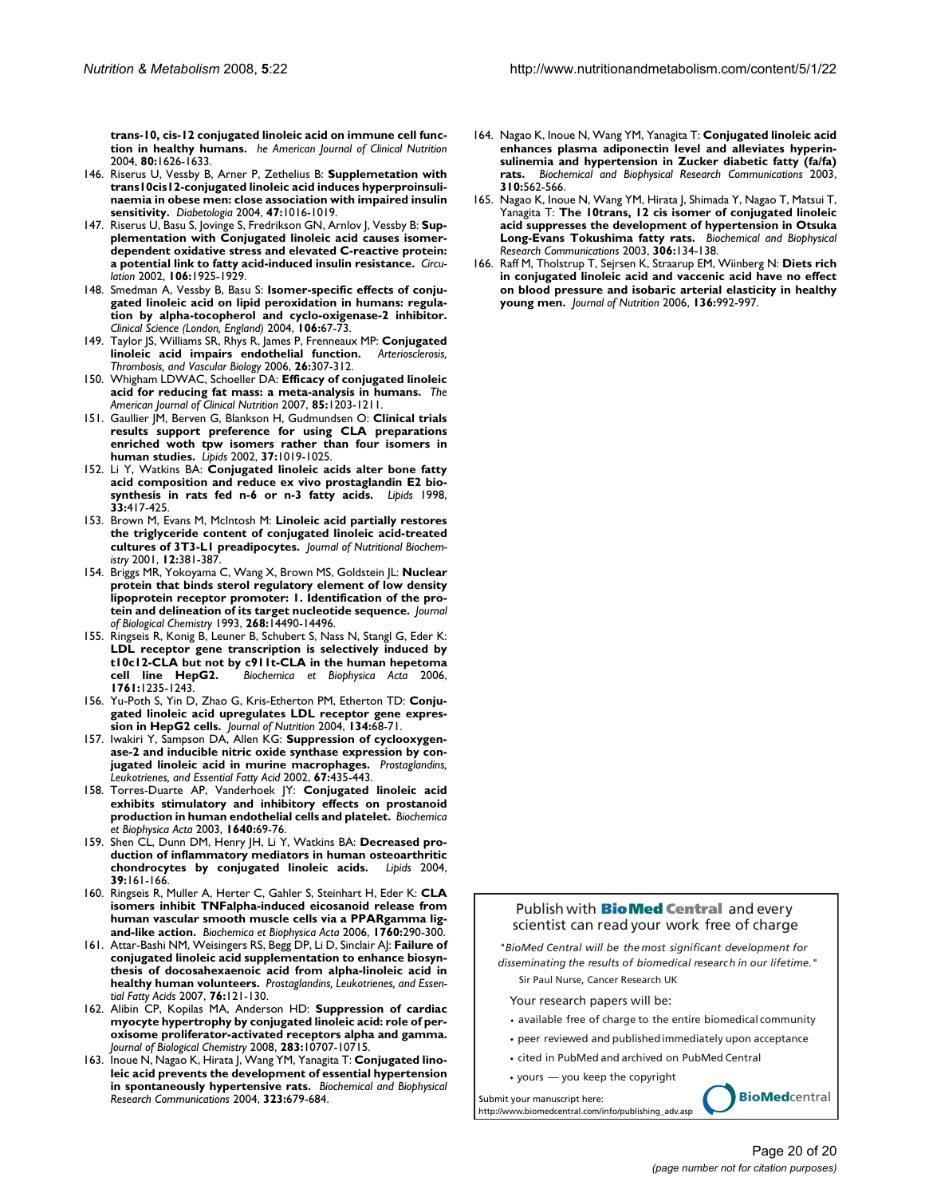**trans-10, cis-12 conjugated linoleic acid on immune cell function in healthy humans.** *he American Journal of Clinical Nutrition* 2004, **80:**1626-1633.

146. Riserus U, Vessby B, Arner P, Zethelius B: **Supplemetation with trans10cis12-conjugated linoleic acid induces hyperproinsulinaemia in obese men: close association with impaired insulin sensitivity.** *Diabetologia* 2004, **47:**1016-1019.
147. Riserus U, Basu S, Jovinge S, Fredrikson GN, Arnlov J, Vessby B: **Supplementation with Conjugated linoleic acid causes isomer-dependent oxidative stress and elevated C-reactive protein: a potential link to fatty acid-induced insulin resistance.** *Circulation* 2002, **106:**1925-1929.
148. Smedman A, Vessby B, Basu S: **Isomer-specific effects of conjugated linoleic acid on lipid peroxidation in humans: regulation by alpha-tocopherol and cyclo-oxigenase-2 inhibitor.** *Clinical Science (London, England)* 2004, **106:**67-73.
149. Taylor JS, Williams SR, Rhys R, James P, Frenneaux MP: **Conjugated linoleic acid impairs endothelial function.** *Arteriosclerosis, Thrombosis, and Vascular Biology* 2006, **26:**307-312.
150. Whigham LDWAC, Schoeller DA: **Efficacy of conjugated linoleic acid for reducing fat mass: a meta-analysis in humans.** *The American Journal of Clinical Nutrition* 2007, **85:**1203-1211.
151. Gaullier JM, Berven G, Blankson H, Gudmundsen O: **Clinical trials results support preference for using CLA preparations enriched woth tpw isomers rather than four isomers in human studies.** *Lipids* 2002, **37:**1019-1025.
152. Li Y, Watkins BA: **Conjugated linoleic acids alter bone fatty acid composition and reduce ex vivo prostaglandin E2 biosynthesis in rats fed n-6 or n-3 fatty acids.** *Lipids* 1998, **33:**417-425.
153. Brown M, Evans M, McIntosh M: **Linoleic acid partially restores the triglyceride content of conjugated linoleic acid-treated cultures of 3T3-L1 preadipocytes.** *Journal of Nutritional Biochemistry* 2001, **12:**381-387.
154. Briggs MR, Yokoyama C, Wang X, Brown MS, Goldstein JL: **Nuclear protein that binds sterol regulatory element of low density lipoprotein receptor promoter: 1. Identification of the protein and delineation of its target nucleotide sequence.** *Journal of Biological Chemistry* 1993, **268:**14490-14496.
155. Ringseis R, Konig B, Leuner B, Schubert S, Nass N, Stangl G, Eder K: **LDL receptor gene transcription is selectively induced by t10c12-CLA but not by c9t11t-CLA in the human hepetoma cell line HepG2.** *Biochemica et Biophysica Acta* 2006, **1761:**1235-1243.
156. Yu-Poth S, Yin D, Zhao G, Kris-Etherton PM, Etherton TD: **Conjugated linoleic acid upregulates LDL receptor gene expression in HepG2 cells.** *Journal of Nutrition* 2004, **134:**68-71.
157. Iwakiri Y, Sampson DA, Allen KG: **Suppression of cyclooxygenase-2 and inducible nitric oxide synthase expression by conjugated linoleic acid in murine macrophages.** *Prostaglandins, Leukotrienes, and Essential Fatty Acid* 2002, **67:**435-443.
158. Torres-Duarte AP, Vanderhoek JY: **Conjugated linoleic acid exhibits stimulatory and inhibitory effects on prostanoid production in human endothelial cells and platelet.** *Biochemica et Biophysica Acta* 2003, **1640:**69-76.
159. Shen CL, Dunn DM, Henry JH, Li Y, Watkins BA: **Decreased production of inflammatory mediators in human osteoarthritic chondrocytes by conjugated linoleic acids.** *Lipids* 2004, **39:**161-166.
160. Ringseis R, Muller A, Herter C, Gahler S, Steinhart H, Eder K: **CLA isomers inhibit TNFalpha-induced eicosanoid release from human vascular smooth muscle cells via a PPARgamma ligand-like action.** *Biochemica et Biophysica Acta* 2006, **1760:**290-300.
161. Attar-Bashi NM, Weisingers RS, Begg DP, Li D, Sinclair AJ: **Failure of conjugated linoleic acid supplementation to enhance biosynthesis of docosahexaenoic acid from alpha-linoleic acid in healthy human volunteers.** *Prostaglandins, Leukotrienes, and Essential Fatty Acids* 2007, **76:**121-130.
162. Alibin CP, Kopilas MA, Anderson HD: **Suppression of cardiac myocyte hypertrophy by conjugated linoleic acid: role of peroxisome proliferator-activated receptors alpha and gamma.** *Journal of Biological Chemistry* 2008, **283:**10707-10715.
163. Inoue N, Nagao K, Hirata J, Wang YM, Yanagita T: **Conjugated linoleic acid prevents the development of essential hypertension in spontaneously hypertensive rats.** *Biochemical and Biophysical Research Communications* 2004, **323:**679-684.
164. Nagao K, Inoue N, Wang YM, Yanagita T: **Conjugated linoleic acid enhances plasma adiponectin level and alleviates hyperinsulinemia and hypertension in Zucker diabetic fatty (fa/fa) rats.** *Biochemical and Biophysical Research Communications* 2003, **310:**562-566.
165. Nagao K, Inoue N, Wang YM, Hirata J, Shimada Y, Nagao T, Matsui T, Yanagita T: **The 10trans, 12 cis isomer of conjugated linoleic acid suppresses the development of hypertension in Otsuka Long-Evans Tokushima fatty rats.** *Biochemical and Biophysical Research Communications* 2003, **306:**134-138.
166. Raff M, Tholstrup T, Sejrsen K, Straarup EM, Wiinberg N: **Diets rich in conjugated linoleic acid and vaccenic acid have no effect on blood pressure and isobaric arterial elasticity in healthy young men.** *Journal of Nutrition* 2006, **136:**992-997.

Publish with **BioMed Central** and every scientist can read your work free of charge

*"BioMed Central will be the most significant development for disseminating the results of biomedical research in our lifetime."*

Sir Paul Nurse, Cancer Research UK

Your research papers will be:

- available free of charge to the entire biomedical community
- peer reviewed and published immediately upon acceptance
- cited in PubMed and archived on PubMed Central
- yours — you keep the copyright

Submit your manuscript here:
http://www.biomedcentral.com/info/publishing_adv.asp

**BioMed**central